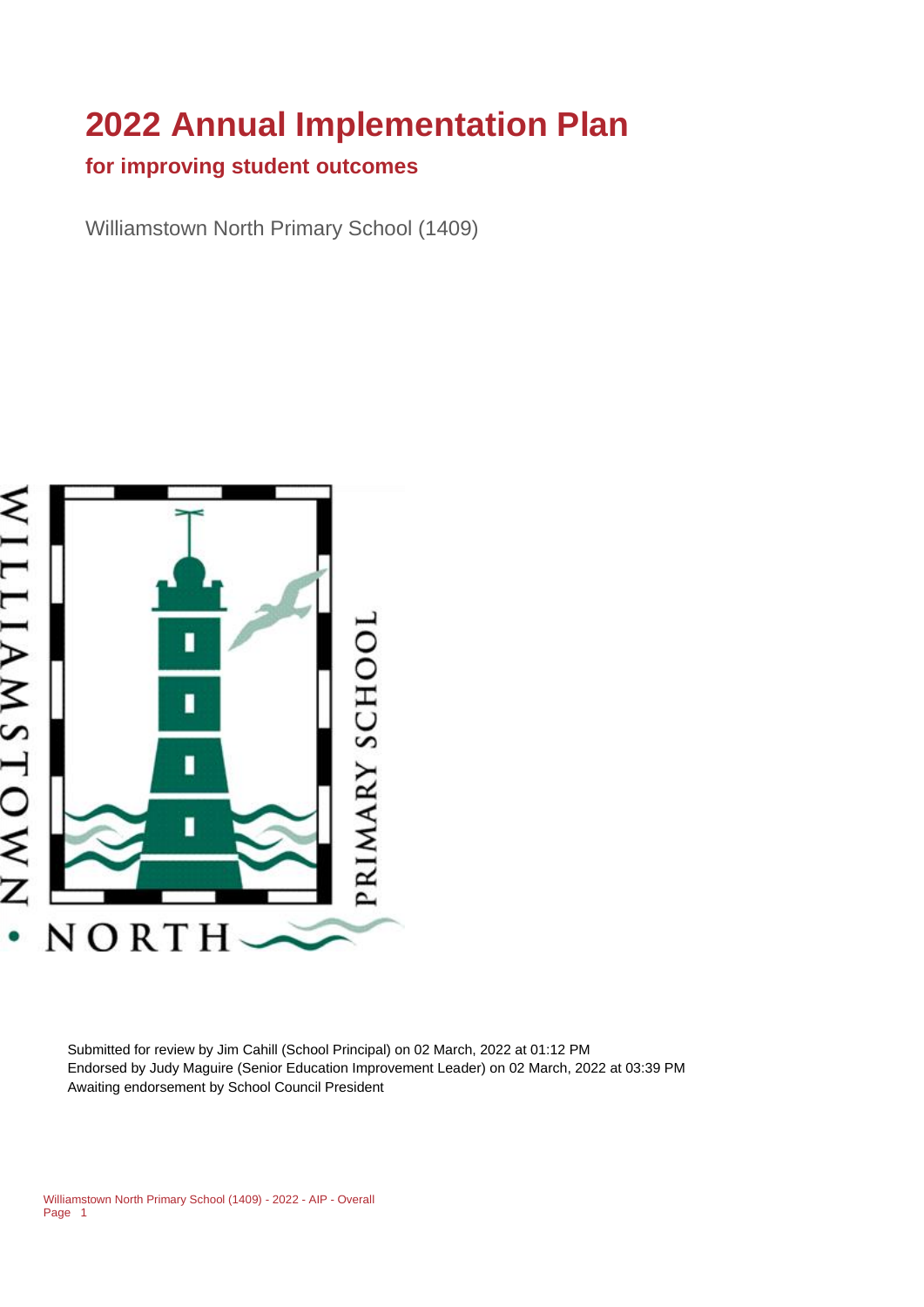# 2022 Annual Implementation Plan

## for improving student outcomes

Williamstown North Primary School (1409)

Submitted for review by Jim Cahill (School Principal) on 02 March, 2022 at 01:12 PM
Endorsed by Judy Maguire (Senior Education Improvement Leader) on 02 March, 2022 at 03:39 PM
Awaiting endorsement by School Council President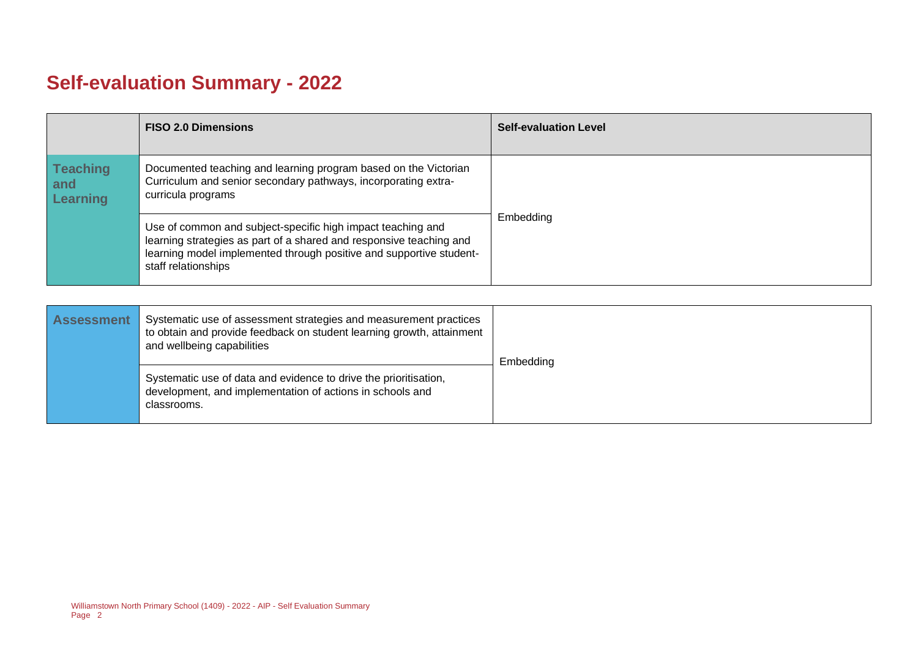# Self-evaluation Summary - 2022

| | FISO 2.0 Dimensions | Self-evaluation Level |
|---|---|---|
| **Teaching and Learning** | Documented teaching and learning program based on the Victorian Curriculum and senior secondary pathways, incorporating extra-curricula programs | Embedding |
| | Use of common and subject-specific high impact teaching and learning strategies as part of a shared and responsive teaching and learning model implemented through positive and supportive student-staff relationships | |

| | | |
|---|---|---|
| **Assessment** | Systematic use of assessment strategies and measurement practices to obtain and provide feedback on student learning growth, attainment and wellbeing capabilities | Embedding |
| | Systematic use of data and evidence to drive the prioritisation, development, and implementation of actions in schools and classrooms. | |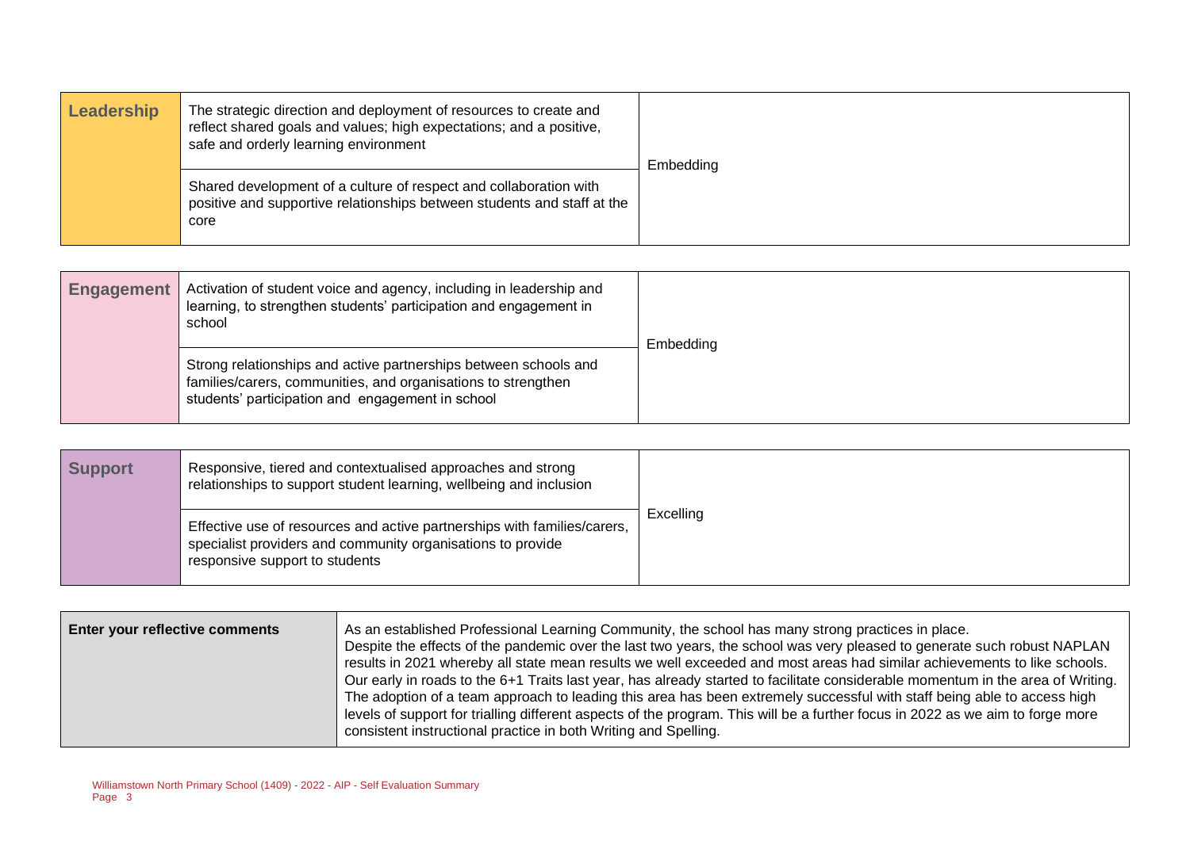| Leadership | | |
|---|---|---|
| **Leadership** | The strategic direction and deployment of resources to create and reflect shared goals and values; high expectations; and a positive, safe and orderly learning environment | Embedding |
| | Shared development of a culture of respect and collaboration with positive and supportive relationships between students and staff at the core | |

| Engagement | | |
|---|---|---|
| **Engagement** | Activation of student voice and agency, including in leadership and learning, to strengthen students' participation and engagement in school | Embedding |
| | Strong relationships and active partnerships between schools and families/carers, communities, and organisations to strengthen students' participation and engagement in school | |

| Support | | |
|---|---|---|
| **Support** | Responsive, tiered and contextualised approaches and strong relationships to support student learning, wellbeing and inclusion | Excelling |
| | Effective use of resources and active partnerships with families/carers, specialist providers and community organisations to provide responsive support to students | |

| Enter your reflective comments | |
|---|---|
| **Enter your reflective comments** | As an established Professional Learning Community, the school has many strong practices in place. Despite the effects of the pandemic over the last two years, the school was very pleased to generate such robust NAPLAN results in 2021 whereby all state mean results we well exceeded and most areas had similar achievements to like schools. Our early in roads to the 6+1 Traits last year, has already started to facilitate considerable momentum in the area of Writing. The adoption of a team approach to leading this area has been extremely successful with staff being able to access high levels of support for trialling different aspects of the program. This will be a further focus in 2022 as we aim to forge more consistent instructional practice in both Writing and Spelling. |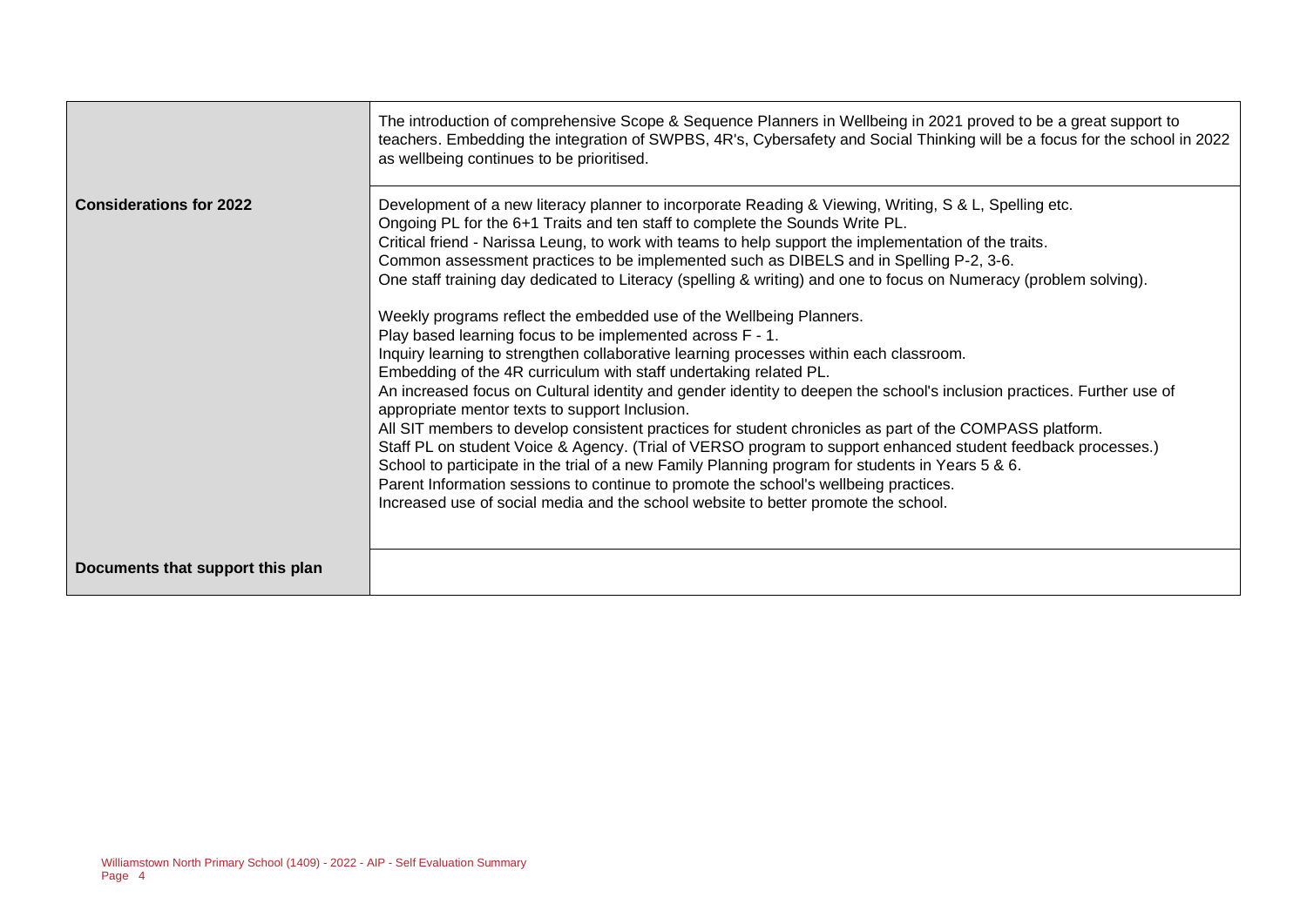| | |
|---|---|
| | The introduction of comprehensive Scope & Sequence Planners in Wellbeing in 2021 proved to be a great support to teachers. Embedding the integration of SWPBS, 4R's, Cybersafety and Social Thinking will be a focus for the school in 2022 as wellbeing continues to be prioritised. |
| **Considerations for 2022** | Development of a new literacy planner to incorporate Reading & Viewing, Writing, S & L, Spelling etc.<br>Ongoing PL for the 6+1 Traits and ten staff to complete the Sounds Write PL.<br>Critical friend - Narissa Leung, to work with teams to help support the implementation of the traits.<br>Common assessment practices to be implemented such as DIBELS and in Spelling P-2, 3-6.<br>One staff training day dedicated to Literacy (spelling & writing) and one to focus on Numeracy (problem solving).<br><br>Weekly programs reflect the embedded use of the Wellbeing Planners.<br>Play based learning focus to be implemented across F - 1.<br>Inquiry learning to strengthen collaborative learning processes within each classroom.<br>Embedding of the 4R curriculum with staff undertaking related PL.<br>An increased focus on Cultural identity and gender identity to deepen the school's inclusion practices. Further use of appropriate mentor texts to support Inclusion.<br>All SIT members to develop consistent practices for student chronicles as part of the COMPASS platform.<br>Staff PL on student Voice & Agency. (Trial of VERSO program to support enhanced student feedback processes.)<br>School to participate in the trial of a new Family Planning program for students in Years 5 & 6.<br>Parent Information sessions to continue to promote the school's wellbeing practices.<br>Increased use of social media and the school website to better promote the school. |
| **Documents that support this plan** | |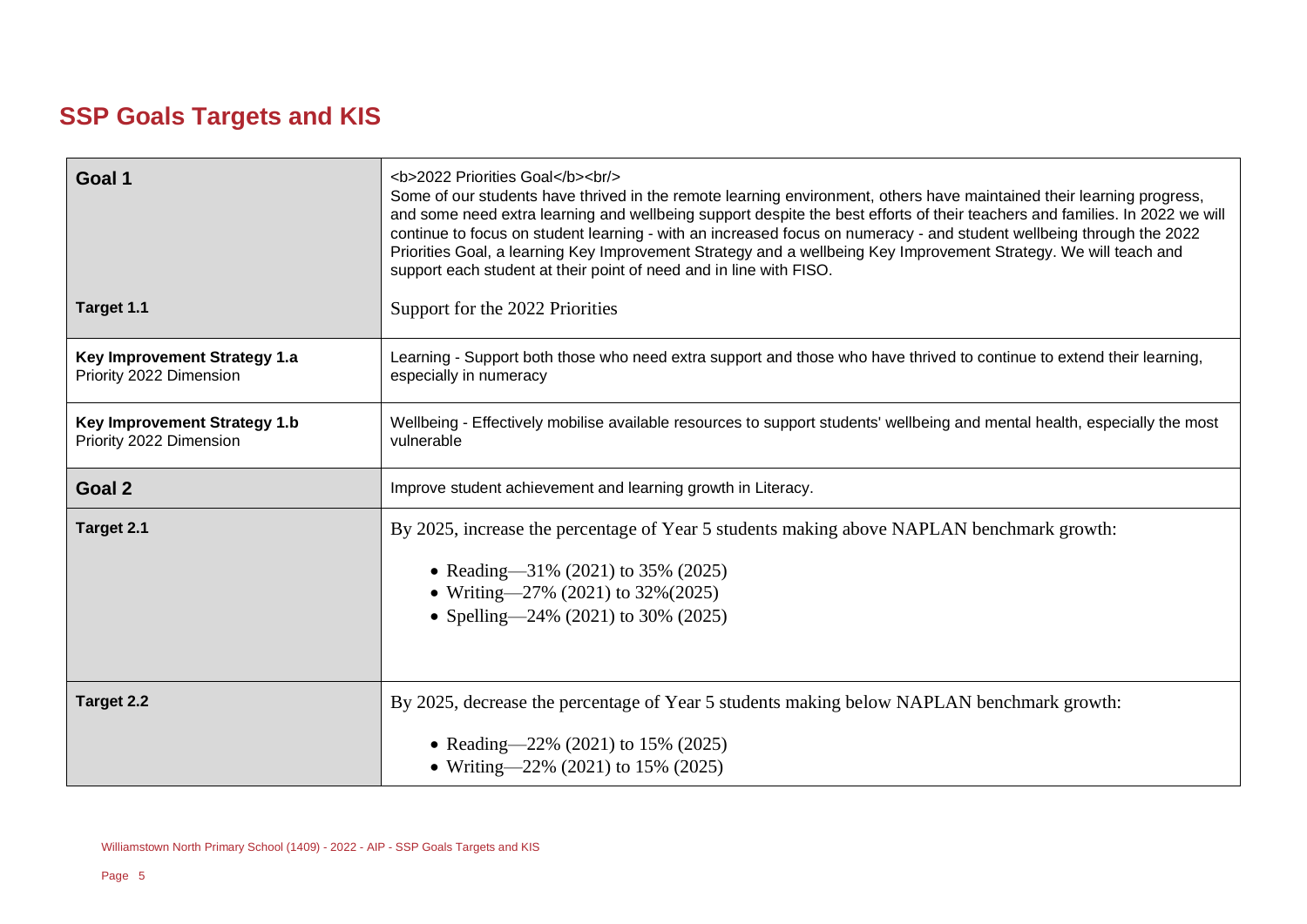## SSP Goals Targets and KIS

| | |
|---|---|
| **Goal 1** | <b>2022 Priorities Goal</b><br/> Some of our students have thrived in the remote learning environment, others have maintained their learning progress, and some need extra learning and wellbeing support despite the best efforts of their teachers and families. In 2022 we will continue to focus on student learning - with an increased focus on numeracy - and student wellbeing through the 2022 Priorities Goal, a learning Key Improvement Strategy and a wellbeing Key Improvement Strategy. We will teach and support each student at their point of need and in line with FISO. |
| **Target 1.1** | Support for the 2022 Priorities |
| **Key Improvement Strategy 1.a** Priority 2022 Dimension | Learning - Support both those who need extra support and those who have thrived to continue to extend their learning, especially in numeracy |
| **Key Improvement Strategy 1.b** Priority 2022 Dimension | Wellbeing - Effectively mobilise available resources to support students' wellbeing and mental health, especially the most vulnerable |
| **Goal 2** | Improve student achievement and learning growth in Literacy. |
| **Target 2.1** | By 2025, increase the percentage of Year 5 students making above NAPLAN benchmark growth: <br>• Reading—31% (2021) to 35% (2025)<br>• Writing—27% (2021) to 32%(2025)<br>• Spelling—24% (2021) to 30% (2025) |
| **Target 2.2** | By 2025, decrease the percentage of Year 5 students making below NAPLAN benchmark growth: <br>• Reading—22% (2021) to 15% (2025)<br>• Writing—22% (2021) to 15% (2025) |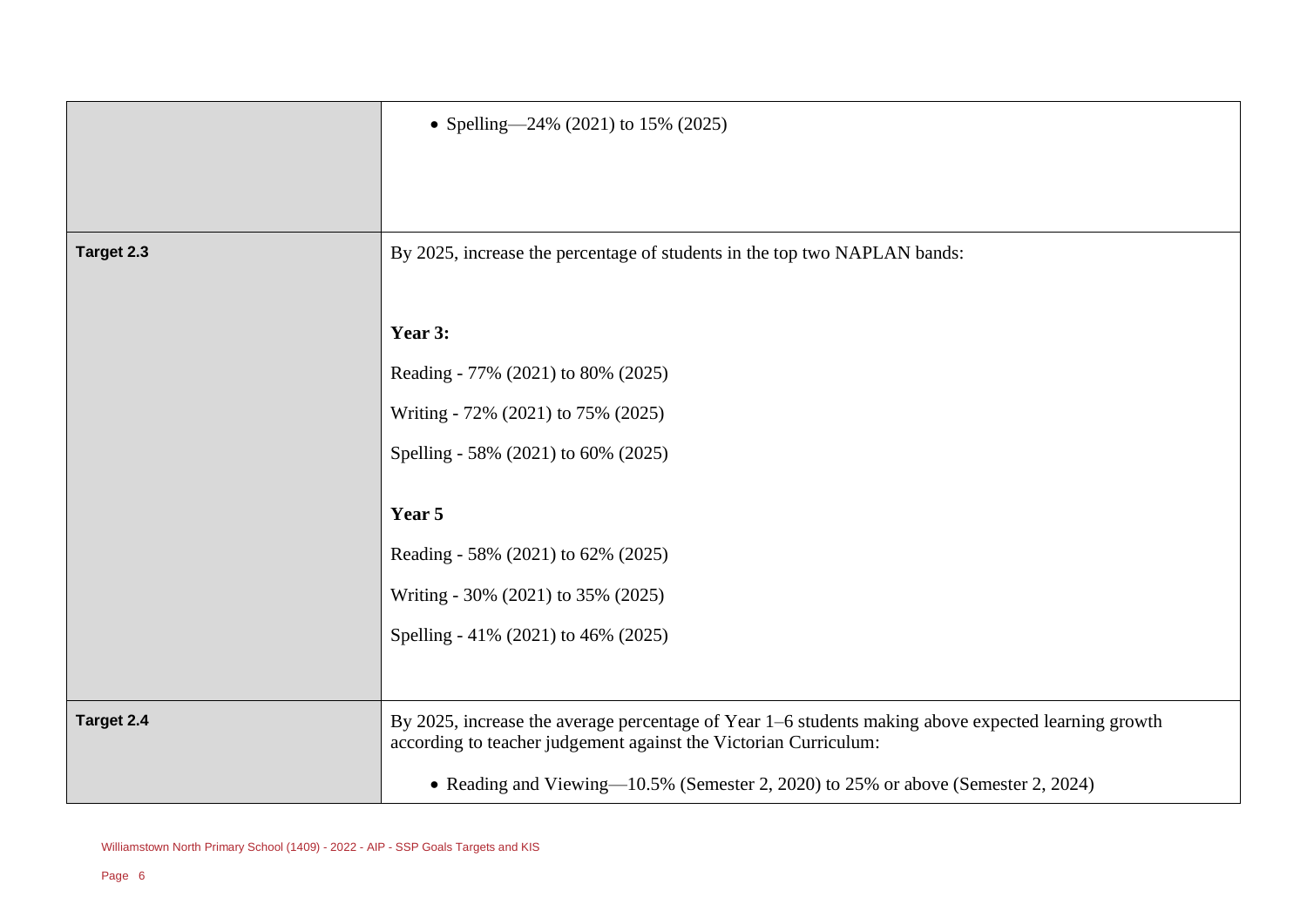| | |
|---|---|
| | • Spelling—24% (2021) to 15% (2025) |
| **Target 2.3** | By 2025, increase the percentage of students in the top two NAPLAN bands:<br><br>**Year 3:**<br>Reading - 77% (2021) to 80% (2025)<br>Writing - 72% (2021) to 75% (2025)<br>Spelling - 58% (2021) to 60% (2025)<br><br>**Year 5**<br>Reading - 58% (2021) to 62% (2025)<br>Writing - 30% (2021) to 35% (2025)<br>Spelling - 41% (2021) to 46% (2025) |
| **Target 2.4** | By 2025, increase the average percentage of Year 1–6 students making above expected learning growth according to teacher judgement against the Victorian Curriculum:<br><br>• Reading and Viewing—10.5% (Semester 2, 2020) to 25% or above (Semester 2, 2024) |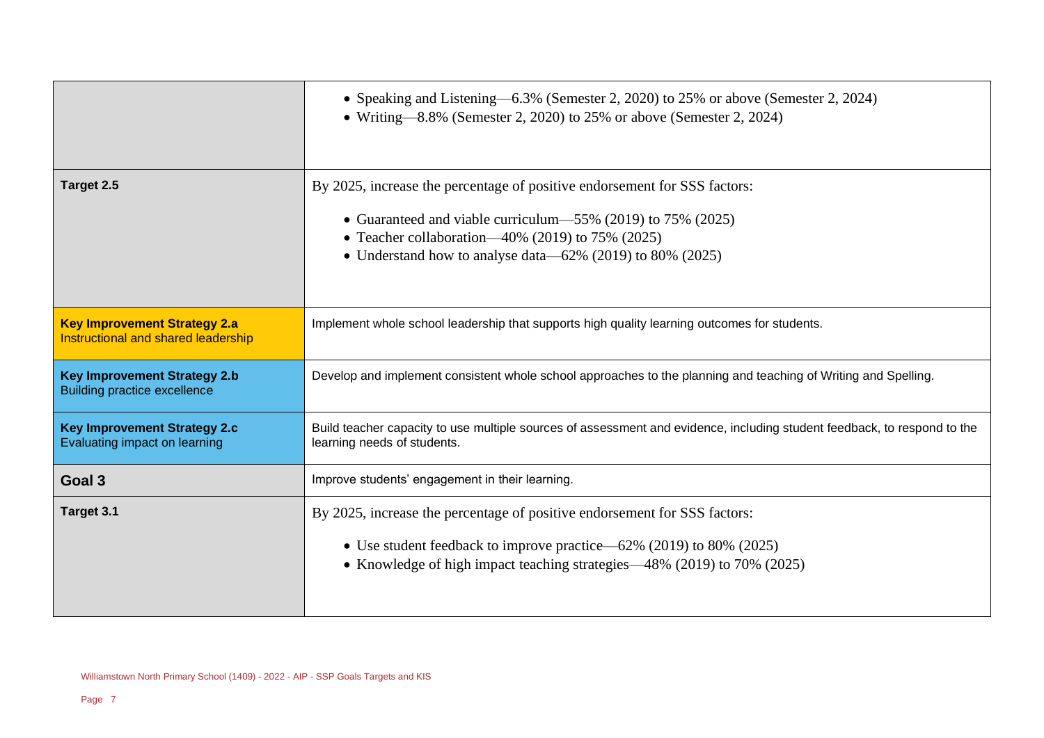| | |
|---|---|
| | • Speaking and Listening—6.3% (Semester 2, 2020) to 25% or above (Semester 2, 2024)<br>• Writing—8.8% (Semester 2, 2020) to 25% or above (Semester 2, 2024) |
| **Target 2.5** | By 2025, increase the percentage of positive endorsement for SSS factors:<br><br>• Guaranteed and viable curriculum—55% (2019) to 75% (2025)<br>• Teacher collaboration—40% (2019) to 75% (2025)<br>• Understand how to analyse data—62% (2019) to 80% (2025) |
| **Key Improvement Strategy 2.a**<br>Instructional and shared leadership | Implement whole school leadership that supports high quality learning outcomes for students. |
| **Key Improvement Strategy 2.b**<br>Building practice excellence | Develop and implement consistent whole school approaches to the planning and teaching of Writing and Spelling. |
| **Key Improvement Strategy 2.c**<br>Evaluating impact on learning | Build teacher capacity to use multiple sources of assessment and evidence, including student feedback, to respond to the learning needs of students. |
| **Goal 3** | Improve students' engagement in their learning. |
| **Target 3.1** | By 2025, increase the percentage of positive endorsement for SSS factors:<br><br>• Use student feedback to improve practice—62% (2019) to 80% (2025)<br>• Knowledge of high impact teaching strategies—48% (2019) to 70% (2025) |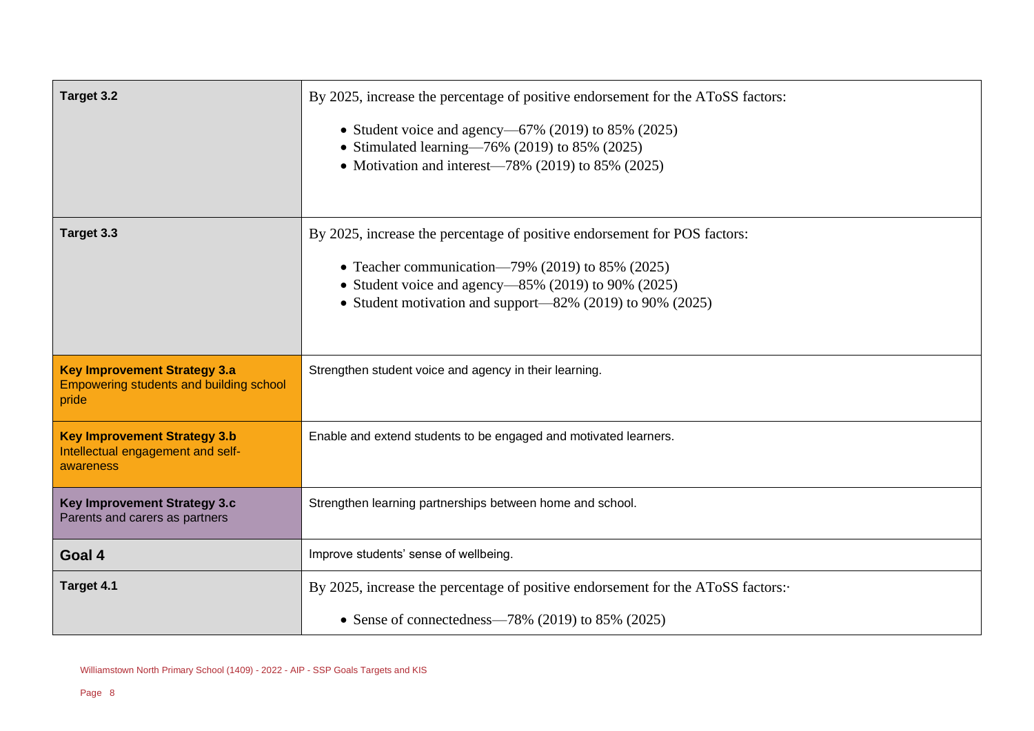| | |
|---|---|
| **Target 3.2** | By 2025, increase the percentage of positive endorsement for the AToSS factors:<br><br>• Student voice and agency—67% (2019) to 85% (2025)<br>• Stimulated learning—76% (2019) to 85% (2025)<br>• Motivation and interest—78% (2019) to 85% (2025) |
| **Target 3.3** | By 2025, increase the percentage of positive endorsement for POS factors:<br><br>• Teacher communication—79% (2019) to 85% (2025)<br>• Student voice and agency—85% (2019) to 90% (2025)<br>• Student motivation and support—82% (2019) to 90% (2025) |
| **Key Improvement Strategy 3.a**<br>Empowering students and building school pride | Strengthen student voice and agency in their learning. |
| **Key Improvement Strategy 3.b**<br>Intellectual engagement and self-awareness | Enable and extend students to be engaged and motivated learners. |
| **Key Improvement Strategy 3.c**<br>Parents and carers as partners | Strengthen learning partnerships between home and school. |
| **Goal 4** | Improve students' sense of wellbeing. |
| **Target 4.1** | By 2025, increase the percentage of positive endorsement for the AToSS factors:·<br><br>• Sense of connectedness—78% (2019) to 85% (2025) |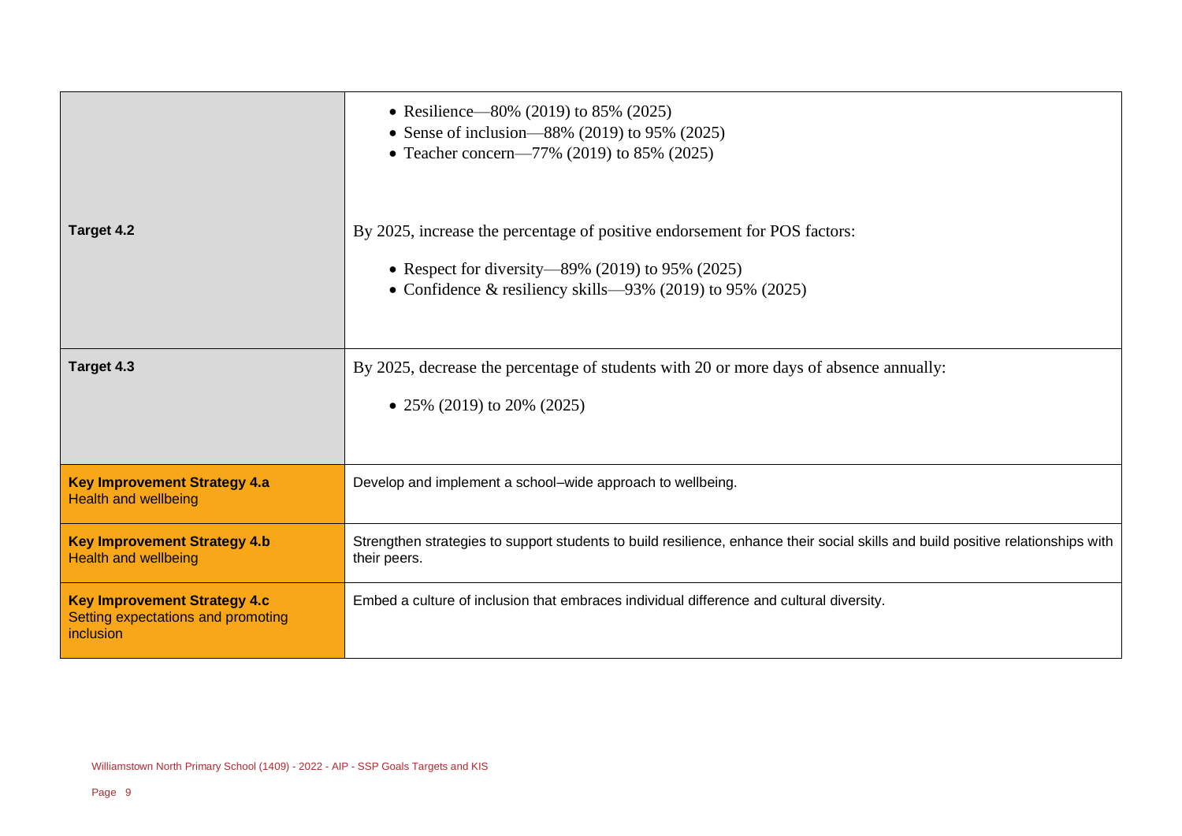| | |
|---|---|
| | • Resilience—80% (2019) to 85% (2025)<br>• Sense of inclusion—88% (2019) to 95% (2025)<br>• Teacher concern—77% (2019) to 85% (2025) |
| **Target 4.2** | By 2025, increase the percentage of positive endorsement for POS factors:<br><br>• Respect for diversity—89% (2019) to 95% (2025)<br>• Confidence & resiliency skills—93% (2019) to 95% (2025) |
| **Target 4.3** | By 2025, decrease the percentage of students with 20 or more days of absence annually:<br><br>• 25% (2019) to 20% (2025) |
| **Key Improvement Strategy 4.a**<br>Health and wellbeing | Develop and implement a school–wide approach to wellbeing. |
| **Key Improvement Strategy 4.b**<br>Health and wellbeing | Strengthen strategies to support students to build resilience, enhance their social skills and build positive relationships with their peers. |
| **Key Improvement Strategy 4.c**<br>Setting expectations and promoting inclusion | Embed a culture of inclusion that embraces individual difference and cultural diversity. |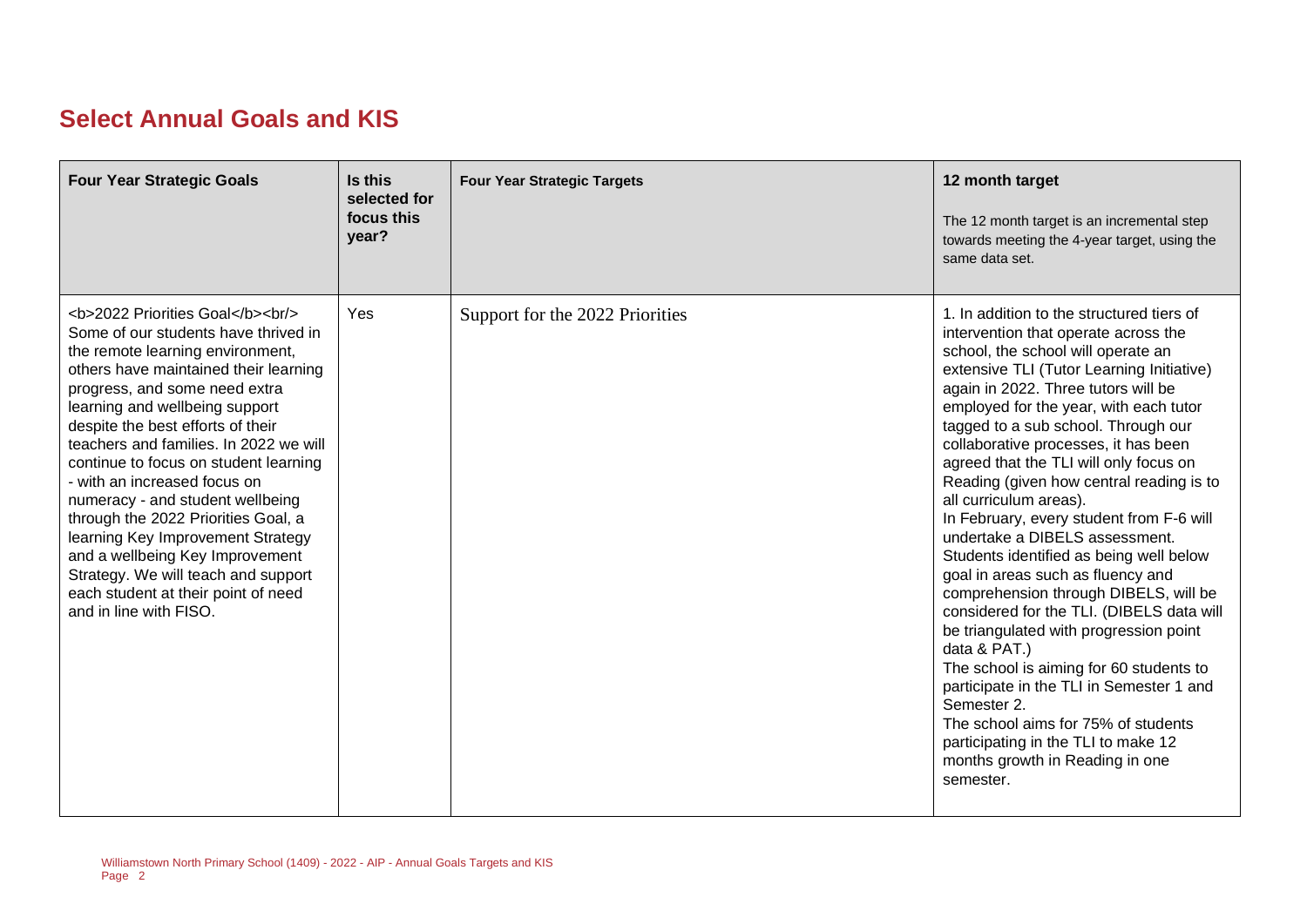## Select Annual Goals and KIS

| Four Year Strategic Goals | Is this selected for focus this year? | Four Year Strategic Targets | 12 month target<br><br>The 12 month target is an incremental step towards meeting the 4-year target, using the same data set. |
| --- | --- | --- | --- |
| <b>2022 Priorities Goal</b><br/> Some of our students have thrived in the remote learning environment, others have maintained their learning progress, and some need extra learning and wellbeing support despite the best efforts of their teachers and families. In 2022 we will continue to focus on student learning - with an increased focus on numeracy - and student wellbeing through the 2022 Priorities Goal, a learning Key Improvement Strategy and a wellbeing Key Improvement Strategy. We will teach and support each student at their point of need and in line with FISO. | Yes | Support for the 2022 Priorities | 1. In addition to the structured tiers of intervention that operate across the school, the school will operate an extensive TLI (Tutor Learning Initiative) again in 2022. Three tutors will be employed for the year, with each tutor tagged to a sub school. Through our collaborative processes, it has been agreed that the TLI will only focus on Reading (given how central reading is to all curriculum areas).<br>In February, every student from F-6 will undertake a DIBELS assessment. Students identified as being well below goal in areas such as fluency and comprehension through DIBELS, will be considered for the TLI. (DIBELS data will be triangulated with progression point data & PAT.)<br>The school is aiming for 60 students to participate in the TLI in Semester 1 and Semester 2.<br>The school aims for 75% of students participating in the TLI to make 12 months growth in Reading in one semester. |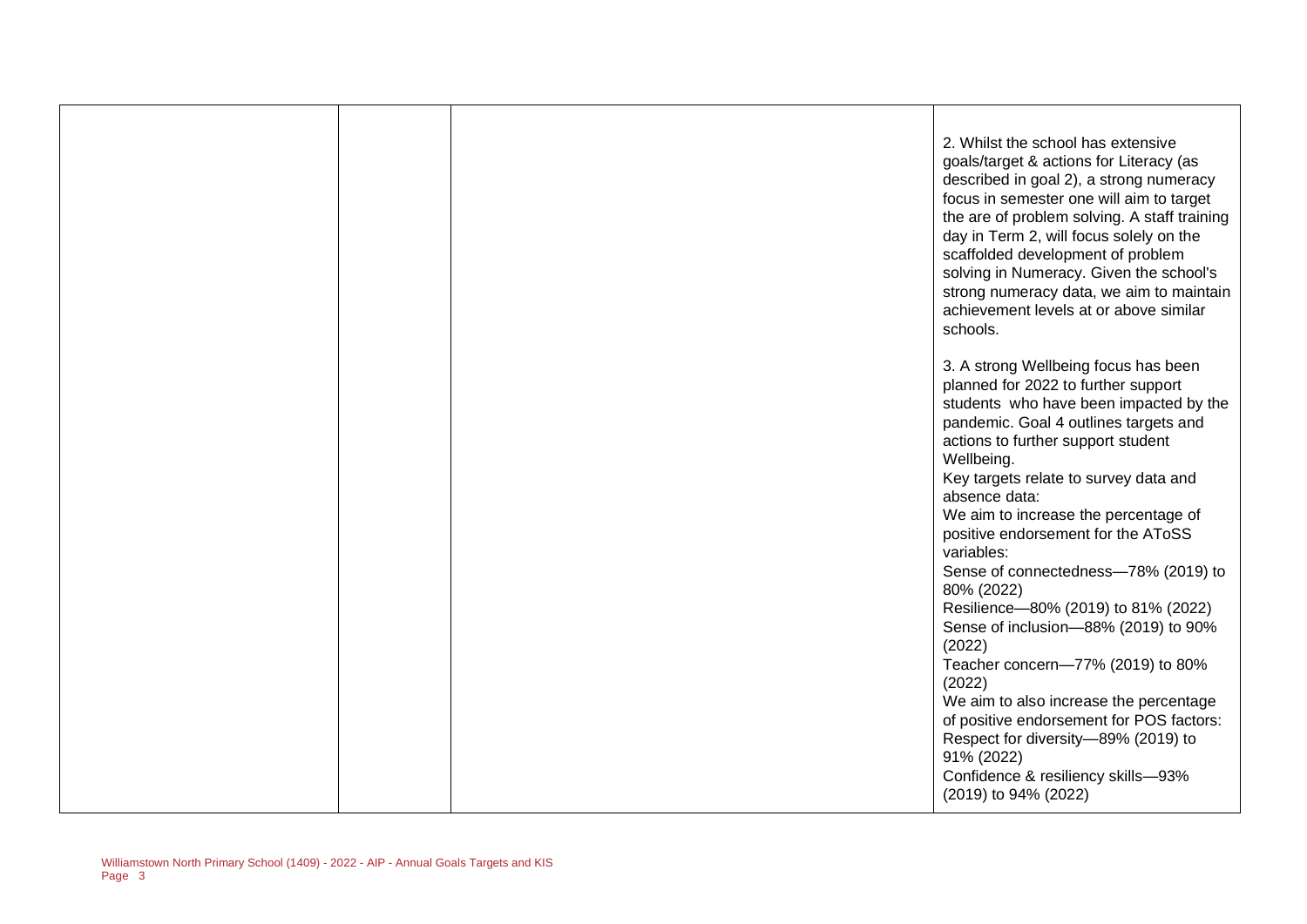| | | | |
|---|---|---|---|
| | | | 2. Whilst the school has extensive goals/target & actions for Literacy (as described in goal 2), a strong numeracy focus in semester one will aim to target the are of problem solving. A staff training day in Term 2, will focus solely on the scaffolded development of problem solving in Numeracy. Given the school's strong numeracy data, we aim to maintain achievement levels at or above similar schools.<br><br>3. A strong Wellbeing focus has been planned for 2022 to further support students who have been impacted by the pandemic. Goal 4 outlines targets and actions to further support student Wellbeing.<br>Key targets relate to survey data and absence data:<br>We aim to increase the percentage of positive endorsement for the AToSS variables:<br>Sense of connectedness—78% (2019) to 80% (2022)<br>Resilience—80% (2019) to 81% (2022)<br>Sense of inclusion—88% (2019) to 90% (2022)<br>Teacher concern—77% (2019) to 80% (2022)<br>We aim to also increase the percentage of positive endorsement for POS factors:<br>Respect for diversity—89% (2019) to 91% (2022)<br>Confidence & resiliency skills—93% (2019) to 94% (2022) |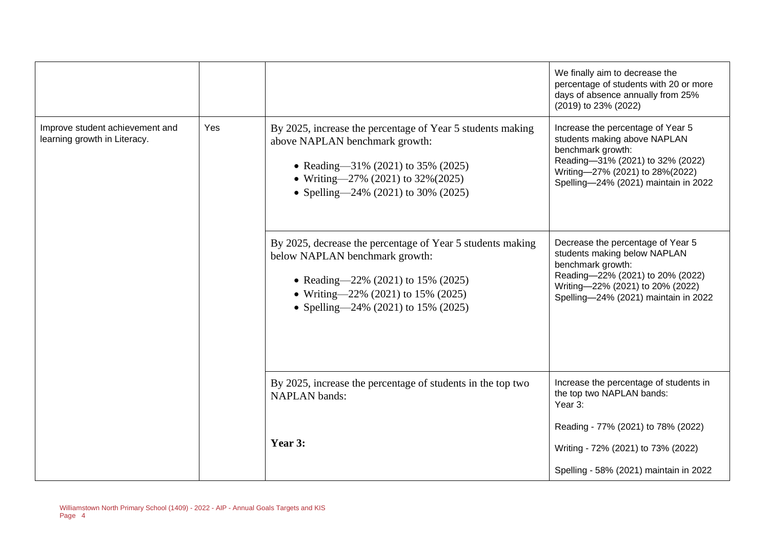| | | | |
|---|---|---|---|
| | | | We finally aim to decrease the percentage of students with 20 or more days of absence annually from 25% (2019) to 23% (2022) |
| Improve student achievement and learning growth in Literacy. | Yes | By 2025, increase the percentage of Year 5 students making above NAPLAN benchmark growth:<br>• Reading—31% (2021) to 35% (2025)<br>• Writing—27% (2021) to 32%(2025)<br>• Spelling—24% (2021) to 30% (2025) | Increase the percentage of Year 5 students making above NAPLAN benchmark growth:<br>Reading—31% (2021) to 32% (2022)<br>Writing—27% (2021) to 28%(2022)<br>Spelling—24% (2021) maintain in 2022 |
| | | By 2025, decrease the percentage of Year 5 students making below NAPLAN benchmark growth:<br>• Reading—22% (2021) to 15% (2025)<br>• Writing—22% (2021) to 15% (2025)<br>• Spelling—24% (2021) to 15% (2025) | Decrease the percentage of Year 5 students making below NAPLAN benchmark growth:<br>Reading—22% (2021) to 20% (2022)<br>Writing—22% (2021) to 20% (2022)<br>Spelling—24% (2021) maintain in 2022 |
| | | By 2025, increase the percentage of students in the top two NAPLAN bands:<br><br>**Year 3:** | Increase the percentage of students in the top two NAPLAN bands:<br>Year 3:<br><br>Reading - 77% (2021) to 78% (2022)<br><br>Writing - 72% (2021) to 73% (2022)<br><br>Spelling - 58% (2021) maintain in 2022 |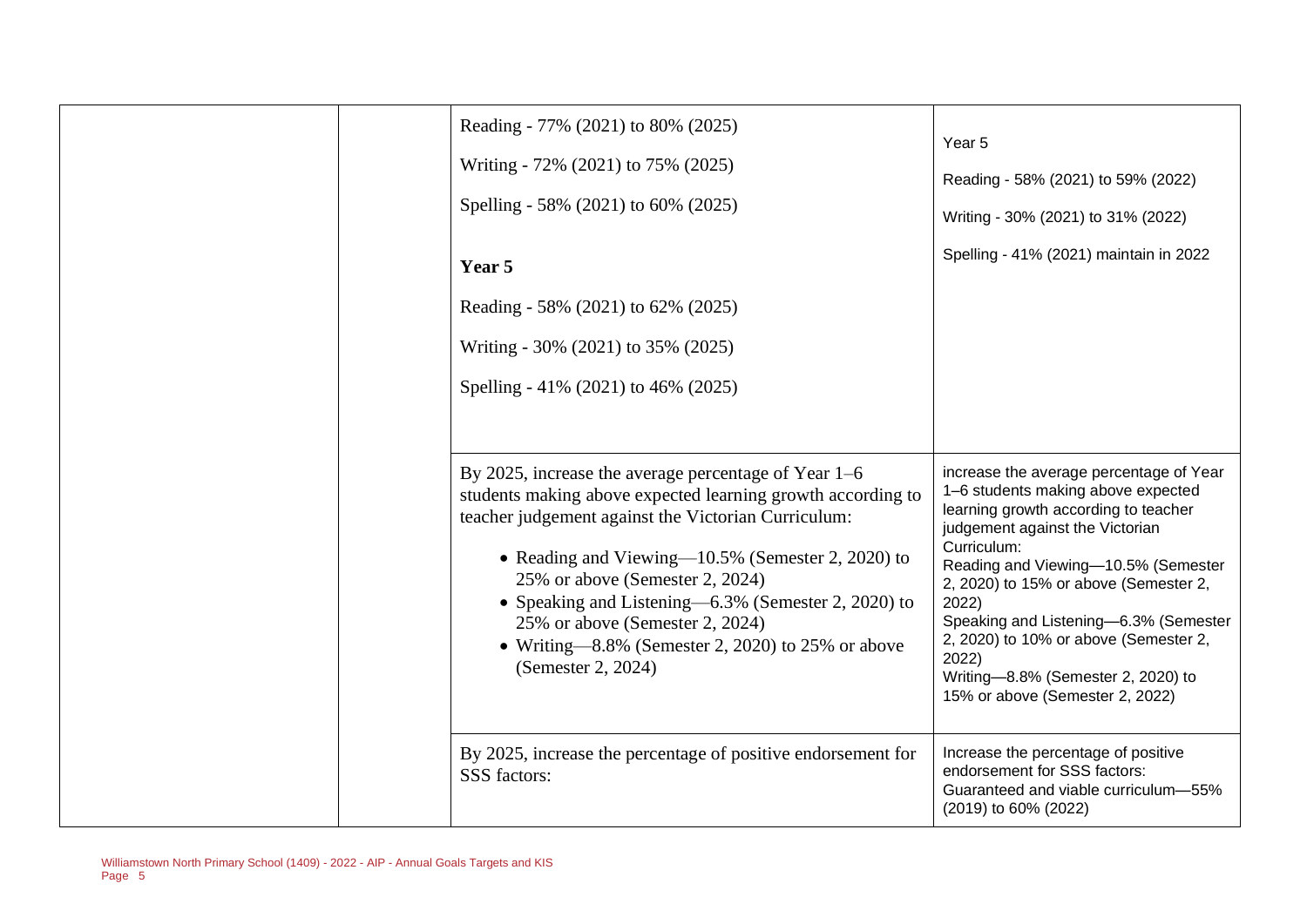| | | | |
|---|---|---|---|
| | | Reading - 77% (2021) to 80% (2025)<br><br>Writing - 72% (2021) to 75% (2025)<br><br>Spelling - 58% (2021) to 60% (2025)<br><br>**Year 5**<br><br>Reading - 58% (2021) to 62% (2025)<br><br>Writing - 30% (2021) to 35% (2025)<br><br>Spelling - 41% (2021) to 46% (2025) | Year 5<br><br>Reading - 58% (2021) to 59% (2022)<br><br>Writing - 30% (2021) to 31% (2022)<br><br>Spelling - 41% (2021) maintain in 2022 |
| | | By 2025, increase the average percentage of Year 1–6 students making above expected learning growth according to teacher judgement against the Victorian Curriculum:<br><br>• Reading and Viewing—10.5% (Semester 2, 2020) to 25% or above (Semester 2, 2024)<br>• Speaking and Listening—6.3% (Semester 2, 2020) to 25% or above (Semester 2, 2024)<br>• Writing—8.8% (Semester 2, 2020) to 25% or above (Semester 2, 2024) | increase the average percentage of Year 1–6 students making above expected learning growth according to teacher judgement against the Victorian Curriculum:<br>Reading and Viewing—10.5% (Semester 2, 2020) to 15% or above (Semester 2, 2022)<br>Speaking and Listening—6.3% (Semester 2, 2020) to 10% or above (Semester 2, 2022)<br>Writing—8.8% (Semester 2, 2020) to 15% or above (Semester 2, 2022) |
| | | By 2025, increase the percentage of positive endorsement for SSS factors: | Increase the percentage of positive endorsement for SSS factors:<br>Guaranteed and viable curriculum—55% (2019) to 60% (2022) |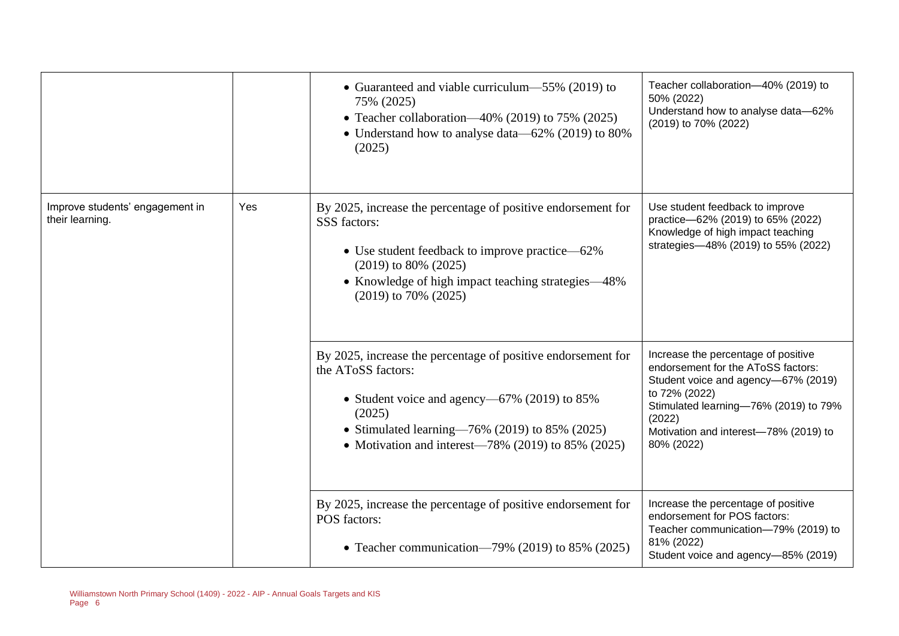| | | | |
|---|---|---|---|
| | | • Guaranteed and viable curriculum—55% (2019) to 75% (2025)<br>• Teacher collaboration—40% (2019) to 75% (2025)<br>• Understand how to analyse data—62% (2019) to 80% (2025) | Teacher collaboration—40% (2019) to 50% (2022)<br>Understand how to analyse data—62% (2019) to 70% (2022) |
| Improve students' engagement in their learning. | Yes | By 2025, increase the percentage of positive endorsement for SSS factors:<br>• Use student feedback to improve practice—62% (2019) to 80% (2025)<br>• Knowledge of high impact teaching strategies—48% (2019) to 70% (2025) | Use student feedback to improve practice—62% (2019) to 65% (2022)<br>Knowledge of high impact teaching strategies—48% (2019) to 55% (2022) |
| | | By 2025, increase the percentage of positive endorsement for the AToSS factors:<br>• Student voice and agency—67% (2019) to 85% (2025)<br>• Stimulated learning—76% (2019) to 85% (2025)<br>• Motivation and interest—78% (2019) to 85% (2025) | Increase the percentage of positive endorsement for the AToSS factors:<br>Student voice and agency—67% (2019) to 72% (2022)<br>Stimulated learning—76% (2019) to 79% (2022)<br>Motivation and interest—78% (2019) to 80% (2022) |
| | | By 2025, increase the percentage of positive endorsement for POS factors:<br>• Teacher communication—79% (2019) to 85% (2025) | Increase the percentage of positive endorsement for POS factors:<br>Teacher communication—79% (2019) to 81% (2022)<br>Student voice and agency—85% (2019) |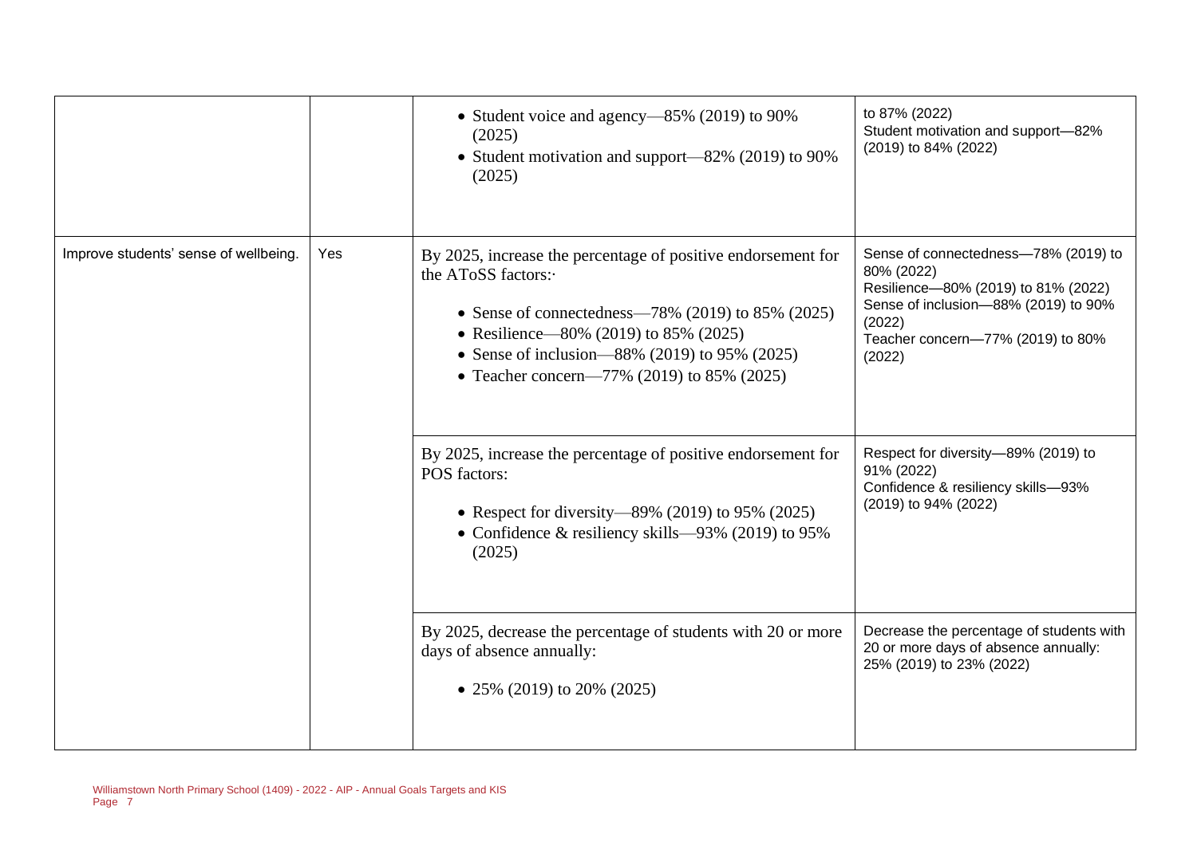| | | | |
|---|---|---|---|
| | | • Student voice and agency—85% (2019) to 90% (2025)<br>• Student motivation and support—82% (2019) to 90% (2025) | to 87% (2022)<br>Student motivation and support—82% (2019) to 84% (2022) |
| Improve students' sense of wellbeing. | Yes | By 2025, increase the percentage of positive endorsement for the AToSS factors:·<br><br>• Sense of connectedness—78% (2019) to 85% (2025)<br>• Resilience—80% (2019) to 85% (2025)<br>• Sense of inclusion—88% (2019) to 95% (2025)<br>• Teacher concern—77% (2019) to 85% (2025) | Sense of connectedness—78% (2019) to 80% (2022)<br>Resilience—80% (2019) to 81% (2022)<br>Sense of inclusion—88% (2019) to 90% (2022)<br>Teacher concern—77% (2019) to 80% (2022) |
| | | By 2025, increase the percentage of positive endorsement for POS factors:<br><br>• Respect for diversity—89% (2019) to 95% (2025)<br>• Confidence & resiliency skills—93% (2019) to 95% (2025) | Respect for diversity—89% (2019) to 91% (2022)<br>Confidence & resiliency skills—93% (2019) to 94% (2022) |
| | | By 2025, decrease the percentage of students with 20 or more days of absence annually:<br><br>• 25% (2019) to 20% (2025) | Decrease the percentage of students with 20 or more days of absence annually: 25% (2019) to 23% (2022) |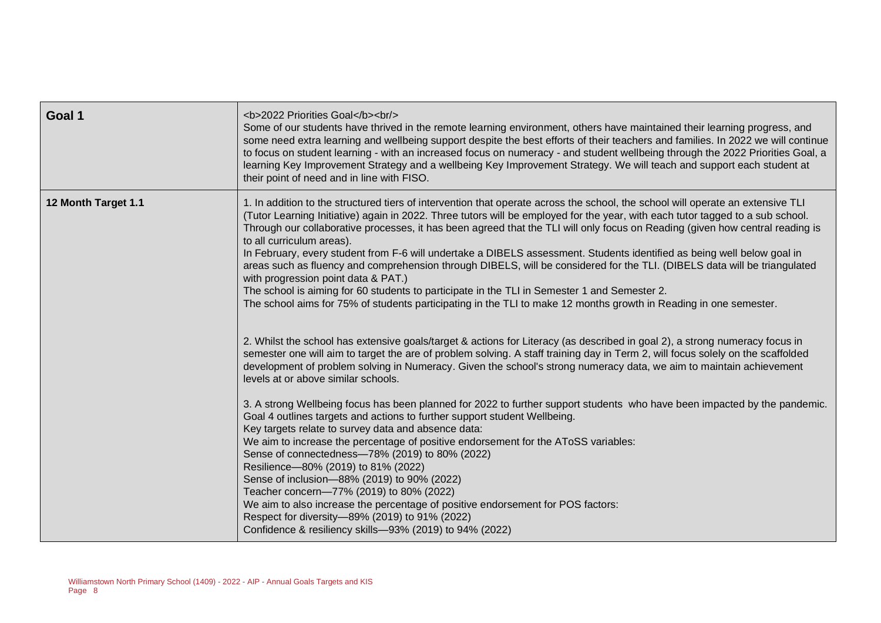| Goal 1 | <b>2022 Priorities Goal</b><br/> Some of our students have thrived in the remote learning environment, others have maintained their learning progress, and some need extra learning and wellbeing support despite the best efforts of their teachers and families. In 2022 we will continue to focus on student learning - with an increased focus on numeracy - and student wellbeing through the 2022 Priorities Goal, a learning Key Improvement Strategy and a wellbeing Key Improvement Strategy. We will teach and support each student at their point of need and in line with FISO. |
|---|---|
| 12 Month Target 1.1 | 1. In addition to the structured tiers of intervention that operate across the school, the school will operate an extensive TLI (Tutor Learning Initiative) again in 2022. Three tutors will be employed for the year, with each tutor tagged to a sub school. Through our collaborative processes, it has been agreed that the TLI will only focus on Reading (given how central reading is to all curriculum areas).<br>In February, every student from F-6 will undertake a DIBELS assessment. Students identified as being well below goal in areas such as fluency and comprehension through DIBELS, will be considered for the TLI. (DIBELS data will be triangulated with progression point data & PAT.)<br>The school is aiming for 60 students to participate in the TLI in Semester 1 and Semester 2.<br>The school aims for 75% of students participating in the TLI to make 12 months growth in Reading in one semester.<br><br>2. Whilst the school has extensive goals/target & actions for Literacy (as described in goal 2), a strong numeracy focus in semester one will aim to target the are of problem solving. A staff training day in Term 2, will focus solely on the scaffolded development of problem solving in Numeracy. Given the school's strong numeracy data, we aim to maintain achievement levels at or above similar schools.<br><br>3. A strong Wellbeing focus has been planned for 2022 to further support students who have been impacted by the pandemic. Goal 4 outlines targets and actions to further support student Wellbeing.<br>Key targets relate to survey data and absence data:<br>We aim to increase the percentage of positive endorsement for the AToSS variables:<br>Sense of connectedness—78% (2019) to 80% (2022)<br>Resilience—80% (2019) to 81% (2022)<br>Sense of inclusion—88% (2019) to 90% (2022)<br>Teacher concern—77% (2019) to 80% (2022)<br>We aim to also increase the percentage of positive endorsement for POS factors:<br>Respect for diversity—89% (2019) to 91% (2022)<br>Confidence & resiliency skills—93% (2019) to 94% (2022) |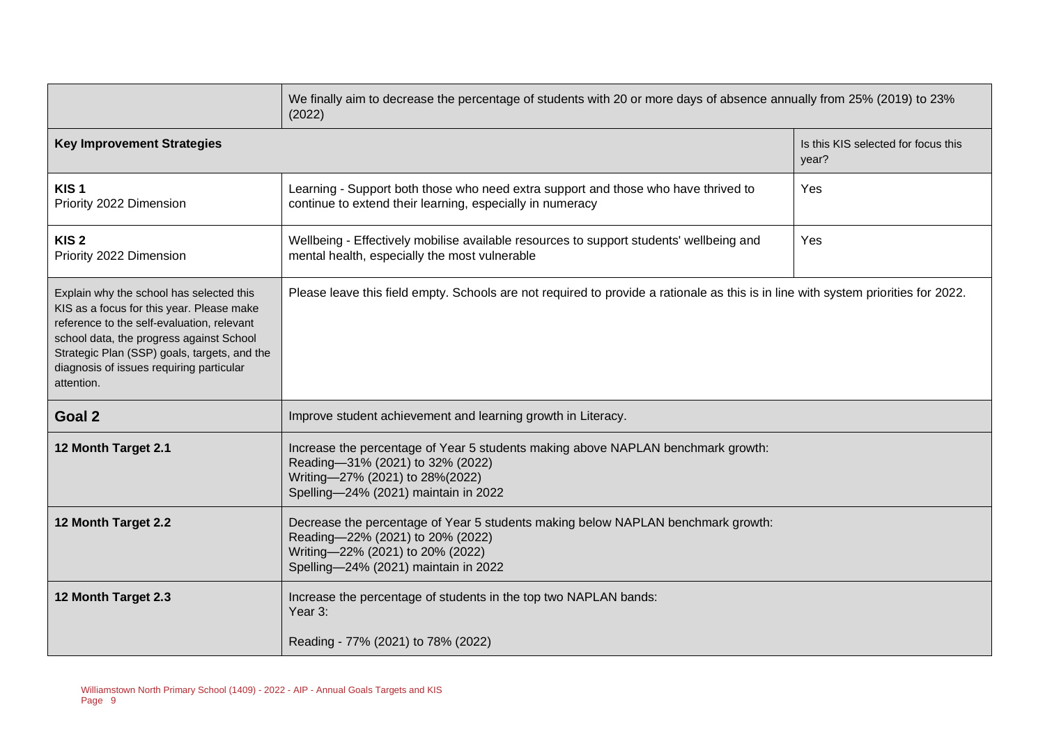| | | |
|---|---|---|
| | We finally aim to decrease the percentage of students with 20 or more days of absence annually from 25% (2019) to 23% (2022) | |
| **Key Improvement Strategies** | | Is this KIS selected for focus this year? |
| **KIS 1**<br>Priority 2022 Dimension | Learning - Support both those who need extra support and those who have thrived to continue to extend their learning, especially in numeracy | Yes |
| **KIS 2**<br>Priority 2022 Dimension | Wellbeing - Effectively mobilise available resources to support students' wellbeing and mental health, especially the most vulnerable | Yes |
| Explain why the school has selected this KIS as a focus for this year. Please make reference to the self-evaluation, relevant school data, the progress against School Strategic Plan (SSP) goals, targets, and the diagnosis of issues requiring particular attention. | Please leave this field empty. Schools are not required to provide a rationale as this is in line with system priorities for 2022. | |
| **Goal 2** | Improve student achievement and learning growth in Literacy. | |
| **12 Month Target 2.1** | Increase the percentage of Year 5 students making above NAPLAN benchmark growth:<br>Reading—31% (2021) to 32% (2022)<br>Writing—27% (2021) to 28%(2022)<br>Spelling—24% (2021) maintain in 2022 | |
| **12 Month Target 2.2** | Decrease the percentage of Year 5 students making below NAPLAN benchmark growth:<br>Reading—22% (2021) to 20% (2022)<br>Writing—22% (2021) to 20% (2022)<br>Spelling—24% (2021) maintain in 2022 | |
| **12 Month Target 2.3** | Increase the percentage of students in the top two NAPLAN bands:<br>Year 3:<br><br>Reading - 77% (2021) to 78% (2022) | |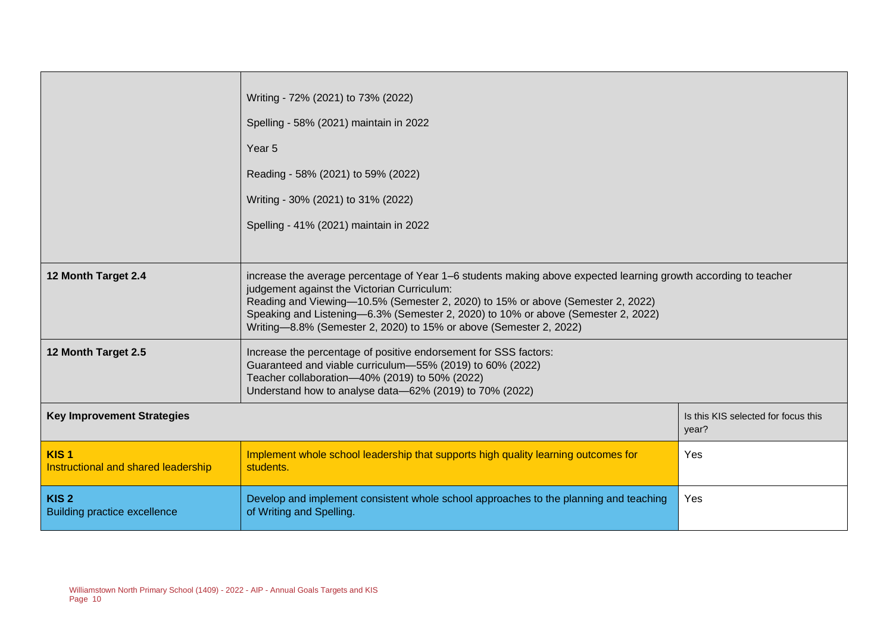| | | |
|---|---|---|
| | Writing - 72% (2021) to 73% (2022)<br><br>Spelling - 58% (2021) maintain in 2022<br><br>Year 5<br><br>Reading - 58% (2021) to 59% (2022)<br><br>Writing - 30% (2021) to 31% (2022)<br><br>Spelling - 41% (2021) maintain in 2022 | |
| **12 Month Target 2.4** | increase the average percentage of Year 1–6 students making above expected learning growth according to teacher judgement against the Victorian Curriculum:<br>Reading and Viewing—10.5% (Semester 2, 2020) to 15% or above (Semester 2, 2022)<br>Speaking and Listening—6.3% (Semester 2, 2020) to 10% or above (Semester 2, 2022)<br>Writing—8.8% (Semester 2, 2020) to 15% or above (Semester 2, 2022) | |
| **12 Month Target 2.5** | Increase the percentage of positive endorsement for SSS factors:<br>Guaranteed and viable curriculum—55% (2019) to 60% (2022)<br>Teacher collaboration—40% (2019) to 50% (2022)<br>Understand how to analyse data—62% (2019) to 70% (2022) | |
| **Key Improvement Strategies** | | Is this KIS selected for focus this year? |
| **KIS 1**<br>Instructional and shared leadership | Implement whole school leadership that supports high quality learning outcomes for students. | Yes |
| **KIS 2**<br>Building practice excellence | Develop and implement consistent whole school approaches to the planning and teaching of Writing and Spelling. | Yes |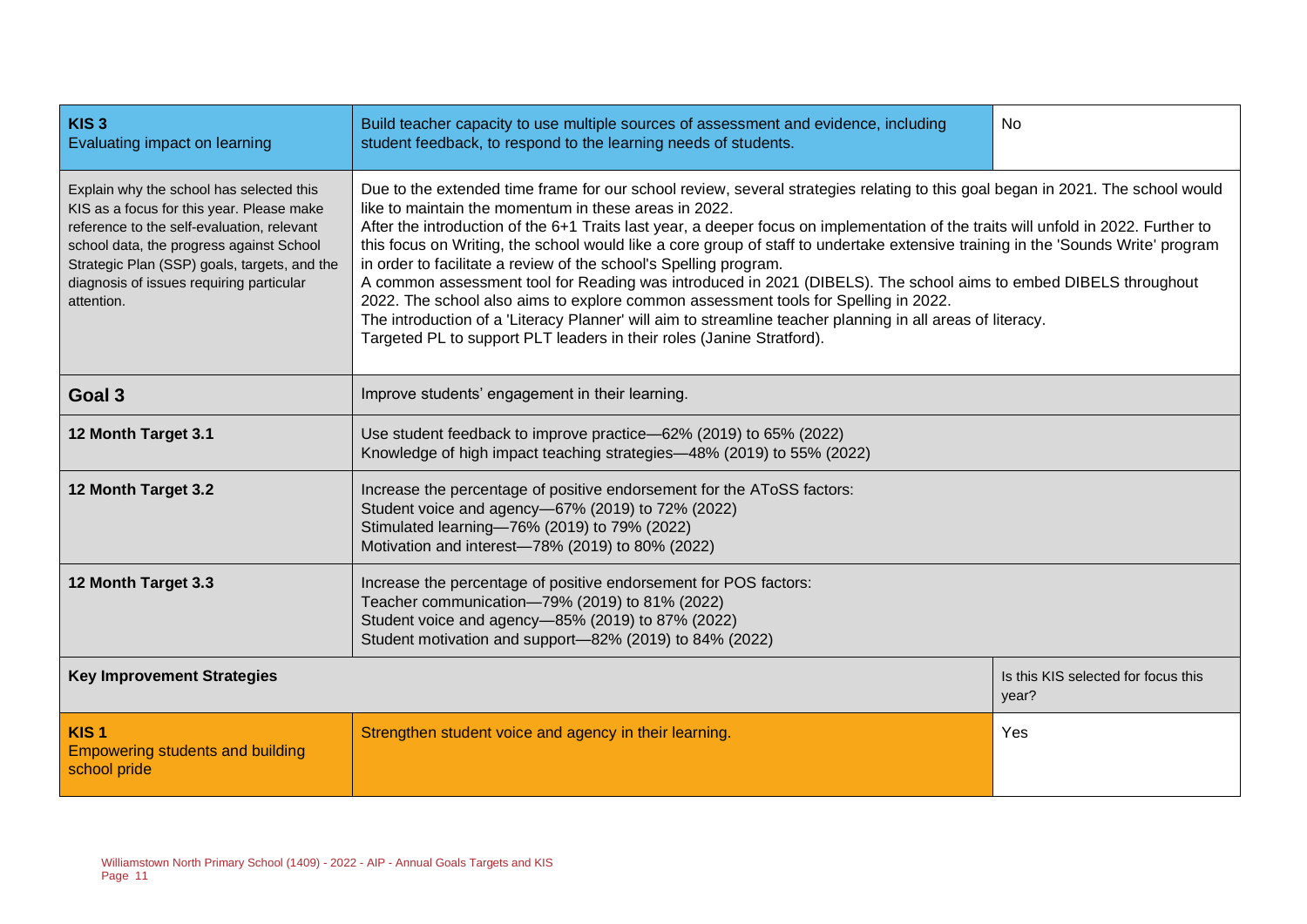| | | |
|---|---|---|
| **KIS 3**<br>Evaluating impact on learning | Build teacher capacity to use multiple sources of assessment and evidence, including student feedback, to respond to the learning needs of students. | No |
| Explain why the school has selected this KIS as a focus for this year. Please make reference to the self-evaluation, relevant school data, the progress against School Strategic Plan (SSP) goals, targets, and the diagnosis of issues requiring particular attention. | Due to the extended time frame for our school review, several strategies relating to this goal began in 2021. The school would like to maintain the momentum in these areas in 2022.<br>After the introduction of the 6+1 Traits last year, a deeper focus on implementation of the traits will unfold in 2022. Further to this focus on Writing, the school would like a core group of staff to undertake extensive training in the 'Sounds Write' program in order to facilitate a review of the school's Spelling program.<br>A common assessment tool for Reading was introduced in 2021 (DIBELS). The school aims to embed DIBELS throughout 2022. The school also aims to explore common assessment tools for Spelling in 2022.<br>The introduction of a 'Literacy Planner' will aim to streamline teacher planning in all areas of literacy.<br>Targeted PL to support PLT leaders in their roles (Janine Stratford). | |
| **Goal 3** | Improve students' engagement in their learning. | |
| **12 Month Target 3.1** | Use student feedback to improve practice—62% (2019) to 65% (2022)<br>Knowledge of high impact teaching strategies—48% (2019) to 55% (2022) | |
| **12 Month Target 3.2** | Increase the percentage of positive endorsement for the AToSS factors:<br>Student voice and agency—67% (2019) to 72% (2022)<br>Stimulated learning—76% (2019) to 79% (2022)<br>Motivation and interest—78% (2019) to 80% (2022) | |
| **12 Month Target 3.3** | Increase the percentage of positive endorsement for POS factors:<br>Teacher communication—79% (2019) to 81% (2022)<br>Student voice and agency—85% (2019) to 87% (2022)<br>Student motivation and support—82% (2019) to 84% (2022) | |
| **Key Improvement Strategies** | | Is this KIS selected for focus this year? |
| **KIS 1**<br>Empowering students and building school pride | Strengthen student voice and agency in their learning. | Yes |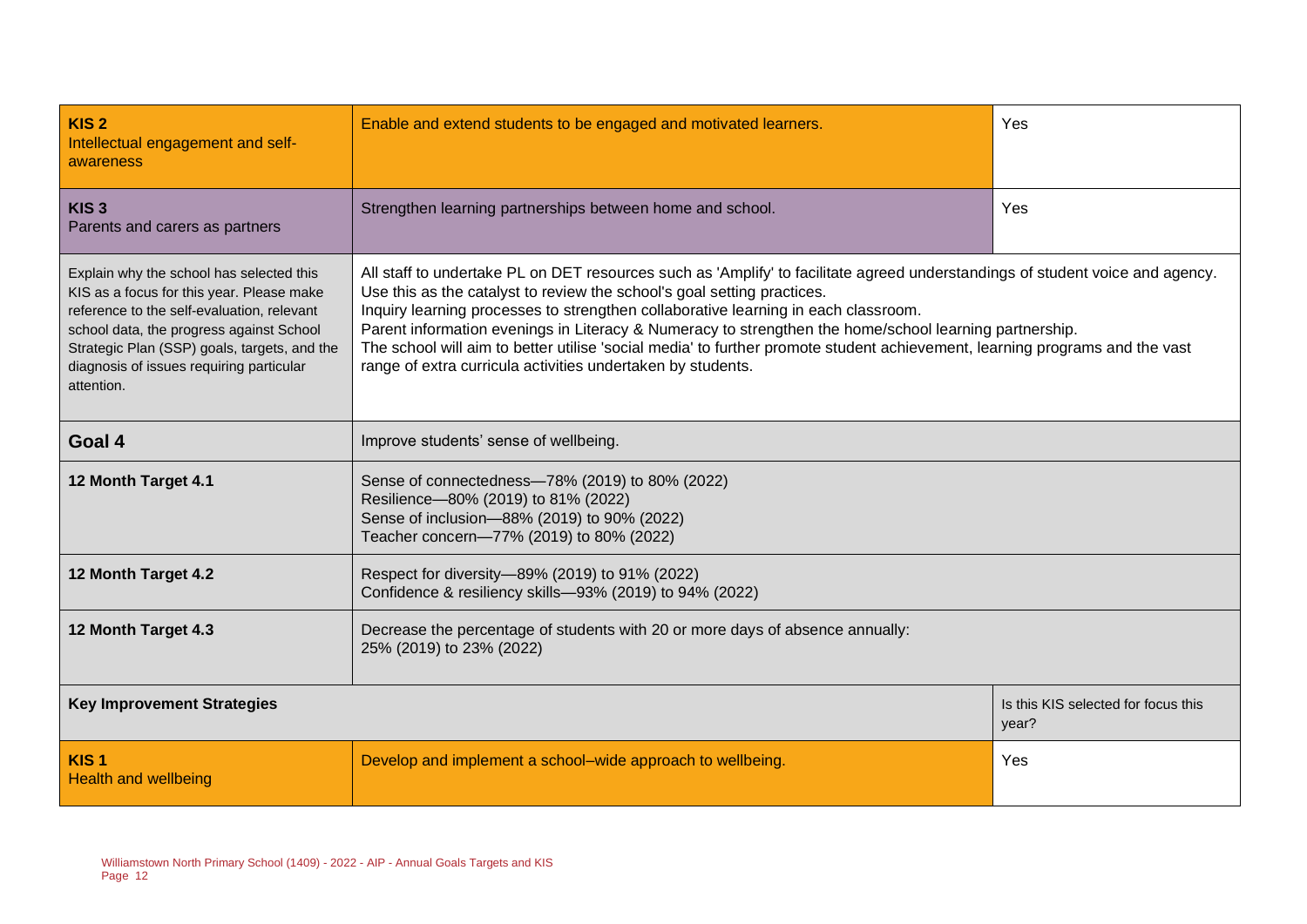| | | |
|---|---|---|
| **KIS 2**<br>Intellectual engagement and self-awareness | Enable and extend students to be engaged and motivated learners. | Yes |
| **KIS 3**<br>Parents and carers as partners | Strengthen learning partnerships between home and school. | Yes |
| Explain why the school has selected this KIS as a focus for this year. Please make reference to the self-evaluation, relevant school data, the progress against School Strategic Plan (SSP) goals, targets, and the diagnosis of issues requiring particular attention. | All staff to undertake PL on DET resources such as 'Amplify' to facilitate agreed understandings of student voice and agency.<br>Use this as the catalyst to review the school's goal setting practices.<br>Inquiry learning processes to strengthen collaborative learning in each classroom.<br>Parent information evenings in Literacy & Numeracy to strengthen the home/school learning partnership.<br>The school will aim to better utilise 'social media' to further promote student achievement, learning programs and the vast range of extra curricula activities undertaken by students. | |
| **Goal 4** | Improve students' sense of wellbeing. | |
| **12 Month Target 4.1** | Sense of connectedness—78% (2019) to 80% (2022)<br>Resilience—80% (2019) to 81% (2022)<br>Sense of inclusion—88% (2019) to 90% (2022)<br>Teacher concern—77% (2019) to 80% (2022) | |
| **12 Month Target 4.2** | Respect for diversity—89% (2019) to 91% (2022)<br>Confidence & resiliency skills—93% (2019) to 94% (2022) | |
| **12 Month Target 4.3** | Decrease the percentage of students with 20 or more days of absence annually:<br>25% (2019) to 23% (2022) | |
| **Key Improvement Strategies** | | Is this KIS selected for focus this year? |
| **KIS 1**<br>Health and wellbeing | Develop and implement a school–wide approach to wellbeing. | Yes |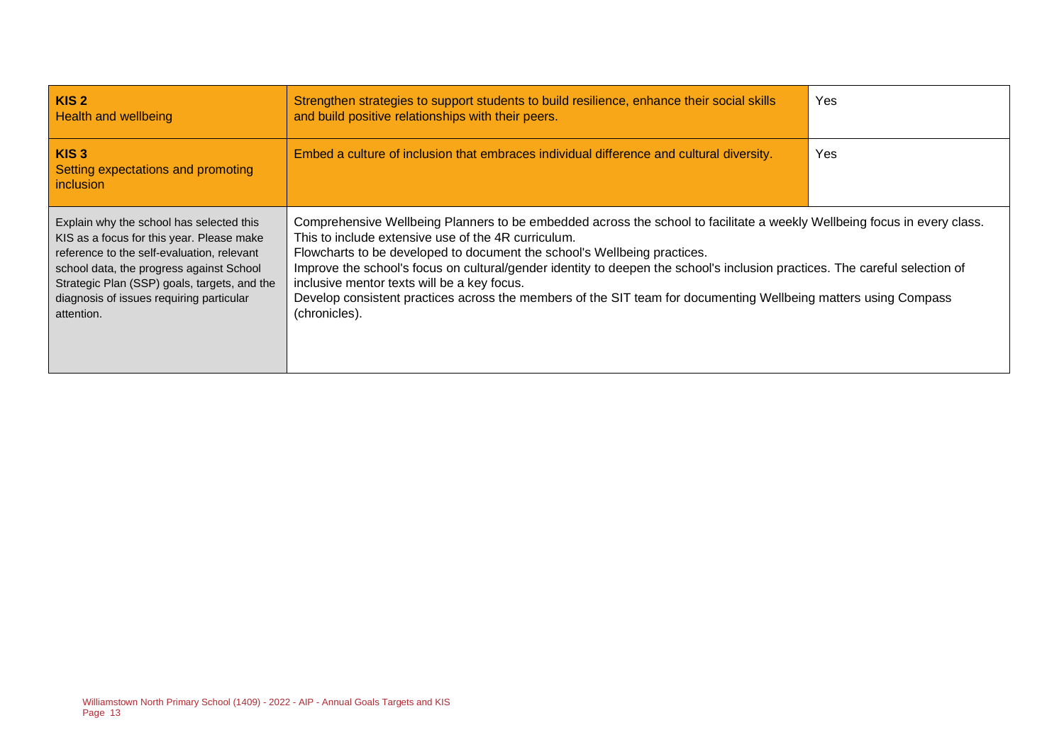| | | |
|---|---|---|
| **KIS 2**<br>Health and wellbeing | Strengthen strategies to support students to build resilience, enhance their social skills and build positive relationships with their peers. | Yes |
| **KIS 3**<br>Setting expectations and promoting inclusion | Embed a culture of inclusion that embraces individual difference and cultural diversity. | Yes |
| Explain why the school has selected this KIS as a focus for this year. Please make reference to the self-evaluation, relevant school data, the progress against School Strategic Plan (SSP) goals, targets, and the diagnosis of issues requiring particular attention. | Comprehensive Wellbeing Planners to be embedded across the school to facilitate a weekly Wellbeing focus in every class. This to include extensive use of the 4R curriculum.<br>Flowcharts to be developed to document the school's Wellbeing practices.<br>Improve the school's focus on cultural/gender identity to deepen the school's inclusion practices. The careful selection of inclusive mentor texts will be a key focus.<br>Develop consistent practices across the members of the SIT team for documenting Wellbeing matters using Compass (chronicles). | |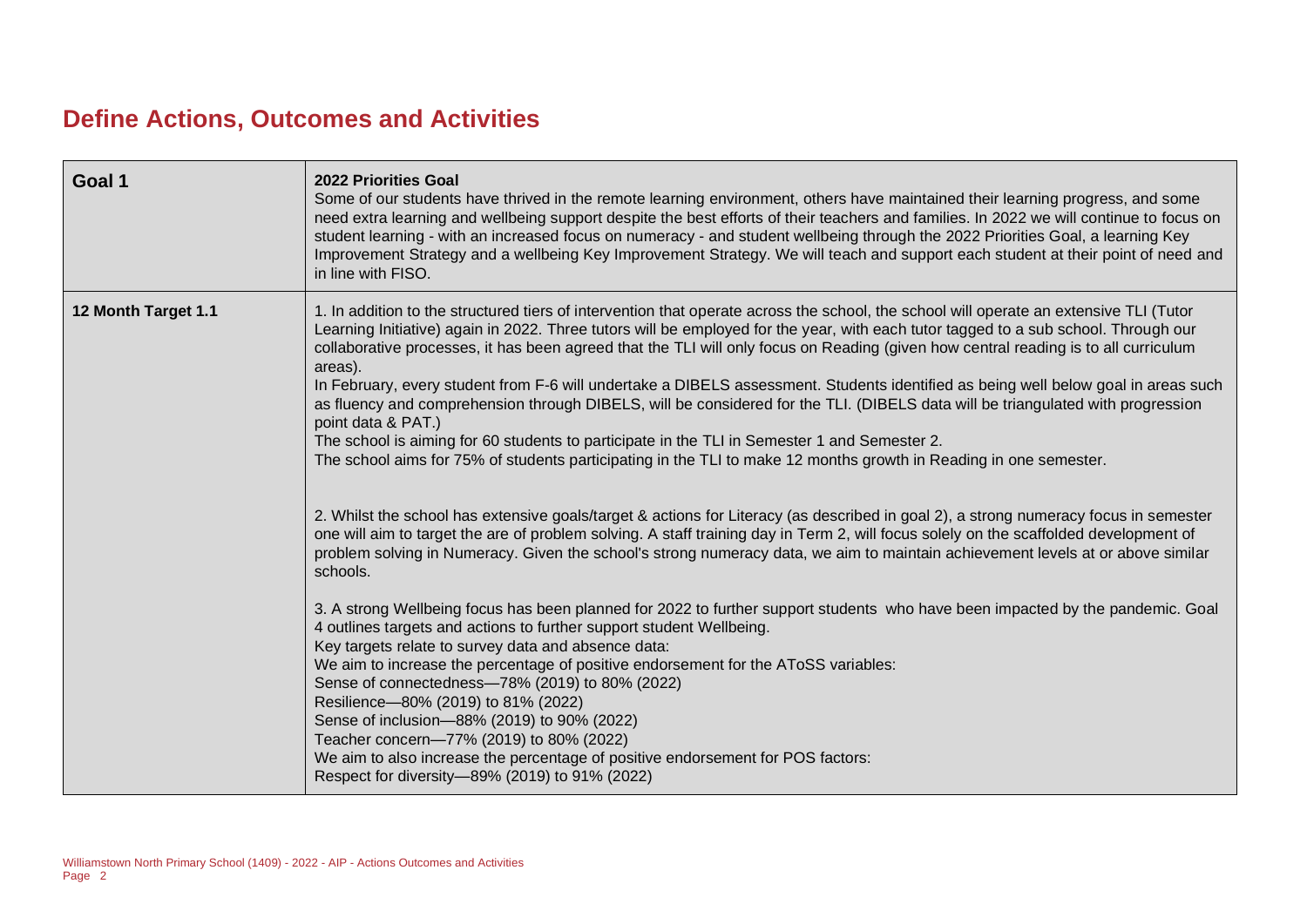# Define Actions, Outcomes and Activities

| Goal 1 | 2022 Priorities Goal<br>Some of our students have thrived in the remote learning environment, others have maintained their learning progress, and some need extra learning and wellbeing support despite the best efforts of their teachers and families. In 2022 we will continue to focus on student learning - with an increased focus on numeracy - and student wellbeing through the 2022 Priorities Goal, a learning Key Improvement Strategy and a wellbeing Key Improvement Strategy. We will teach and support each student at their point of need and in line with FISO. |
|---|---|
| **12 Month Target 1.1** | 1. In addition to the structured tiers of intervention that operate across the school, the school will operate an extensive TLI (Tutor Learning Initiative) again in 2022. Three tutors will be employed for the year, with each tutor tagged to a sub school. Through our collaborative processes, it has been agreed that the TLI will only focus on Reading (given how central reading is to all curriculum areas).<br>In February, every student from F-6 will undertake a DIBELS assessment. Students identified as being well below goal in areas such as fluency and comprehension through DIBELS, will be considered for the TLI. (DIBELS data will be triangulated with progression point data & PAT.)<br>The school is aiming for 60 students to participate in the TLI in Semester 1 and Semester 2.<br>The school aims for 75% of students participating in the TLI to make 12 months growth in Reading in one semester.<br><br>2. Whilst the school has extensive goals/target & actions for Literacy (as described in goal 2), a strong numeracy focus in semester one will aim to target the are of problem solving. A staff training day in Term 2, will focus solely on the scaffolded development of problem solving in Numeracy. Given the school's strong numeracy data, we aim to maintain achievement levels at or above similar schools.<br><br>3. A strong Wellbeing focus has been planned for 2022 to further support students who have been impacted by the pandemic. Goal 4 outlines targets and actions to further support student Wellbeing.<br>Key targets relate to survey data and absence data:<br>We aim to increase the percentage of positive endorsement for the AToSS variables:<br>Sense of connectedness—78% (2019) to 80% (2022)<br>Resilience—80% (2019) to 81% (2022)<br>Sense of inclusion—88% (2019) to 90% (2022)<br>Teacher concern—77% (2019) to 80% (2022)<br>We aim to also increase the percentage of positive endorsement for POS factors:<br>Respect for diversity—89% (2019) to 91% (2022) |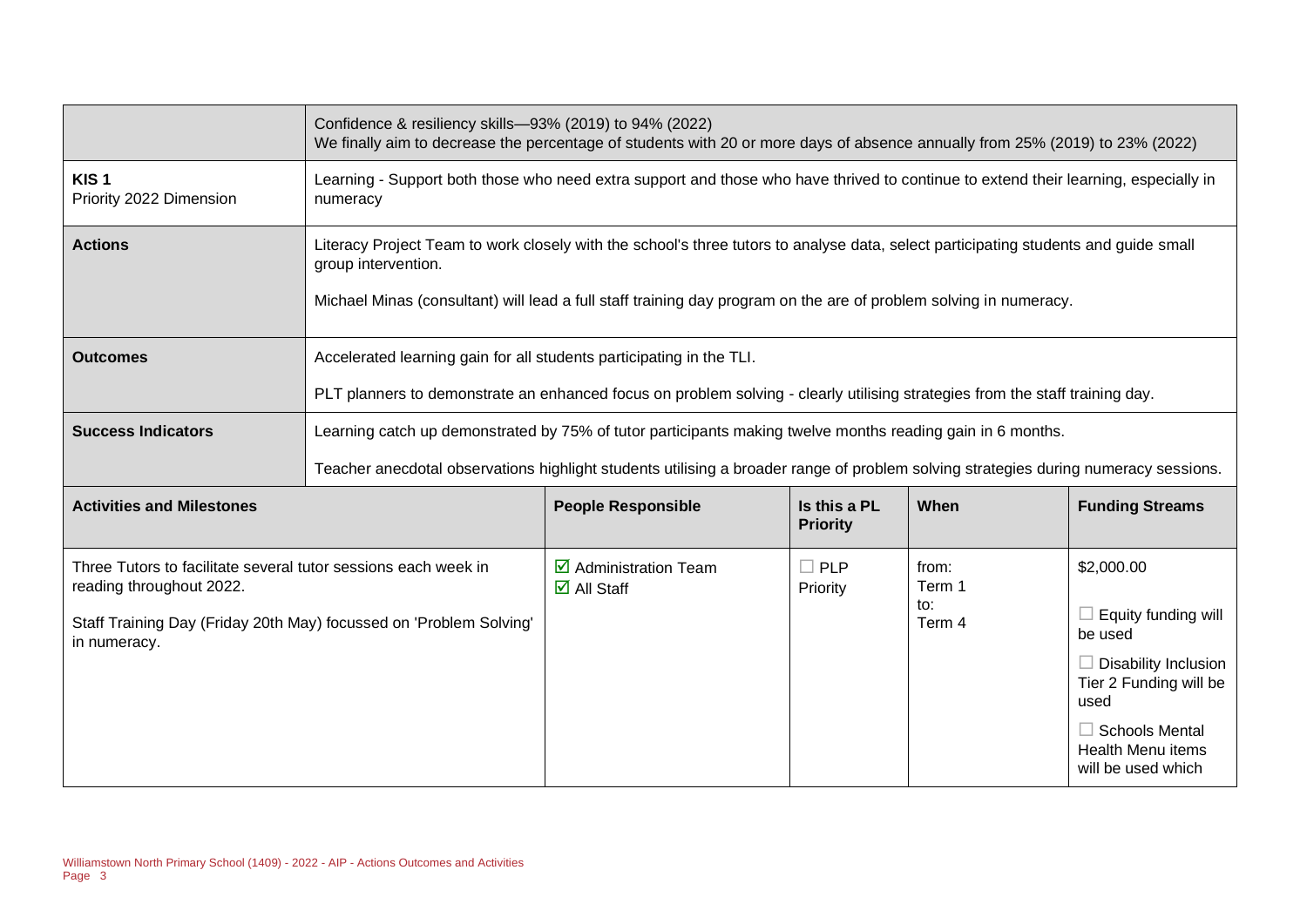| | | | | | |
|---|---|---|---|---|---|
| | Confidence & resiliency skills—93% (2019) to 94% (2022)<br>We finally aim to decrease the percentage of students with 20 or more days of absence annually from 25% (2019) to 23% (2022) | | | | |
| **KIS 1**<br>Priority 2022 Dimension | Learning - Support both those who need extra support and those who have thrived to continue to extend their learning, especially in numeracy | | | | |
| **Actions** | Literacy Project Team to work closely with the school's three tutors to analyse data, select participating students and guide small group intervention.<br><br>Michael Minas (consultant) will lead a full staff training day program on the are of problem solving in numeracy. | | | | |
| **Outcomes** | Accelerated learning gain for all students participating in the TLI.<br><br>PLT planners to demonstrate an enhanced focus on problem solving - clearly utilising strategies from the staff training day. | | | | |
| **Success Indicators** | Learning catch up demonstrated by 75% of tutor participants making twelve months reading gain in 6 months.<br><br>Teacher anecdotal observations highlight students utilising a broader range of problem solving strategies during numeracy sessions. | | | | |
| **Activities and Milestones** | | **People Responsible** | **Is this a PL Priority** | **When** | **Funding Streams** |
| Three Tutors to facilitate several tutor sessions each week in reading throughout 2022.<br><br>Staff Training Day (Friday 20th May) focussed on 'Problem Solving' in numeracy. | | ☑ Administration Team<br>☑ All Staff | ☐ PLP Priority | from:<br>Term 1<br>to:<br>Term 4 | $2,000.00<br><br>☐ Equity funding will be used<br><br>☐ Disability Inclusion Tier 2 Funding will be used<br><br>☐ Schools Mental Health Menu items will be used which |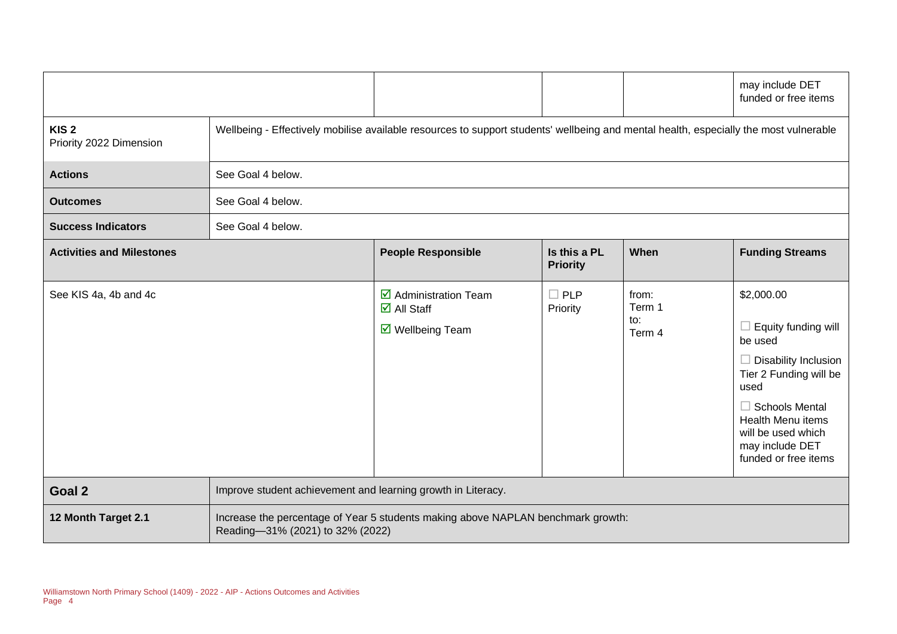| | | | | |
|---|---|---|---|---|
| | | | | may include DET funded or free items |
| **KIS 2** Priority 2022 Dimension | Wellbeing - Effectively mobilise available resources to support students' wellbeing and mental health, especially the most vulnerable | | | |
| **Actions** | See Goal 4 below. | | | |
| **Outcomes** | See Goal 4 below. | | | |
| **Success Indicators** | See Goal 4 below. | | | |
| **Activities and Milestones** | **People Responsible** | **Is this a PL Priority** | **When** | **Funding Streams** |
| See KIS 4a, 4b and 4c | ☑ Administration Team ☑ All Staff ☑ Wellbeing Team | ☐ PLP Priority | from: Term 1 to: Term 4 | $2,000.00 ☐ Equity funding will be used ☐ Disability Inclusion Tier 2 Funding will be used ☐ Schools Mental Health Menu items will be used which may include DET funded or free items |

| | |
|---|---|
| **Goal 2** | Improve student achievement and learning growth in Literacy. |
| **12 Month Target 2.1** | Increase the percentage of Year 5 students making above NAPLAN benchmark growth: Reading—31% (2021) to 32% (2022) |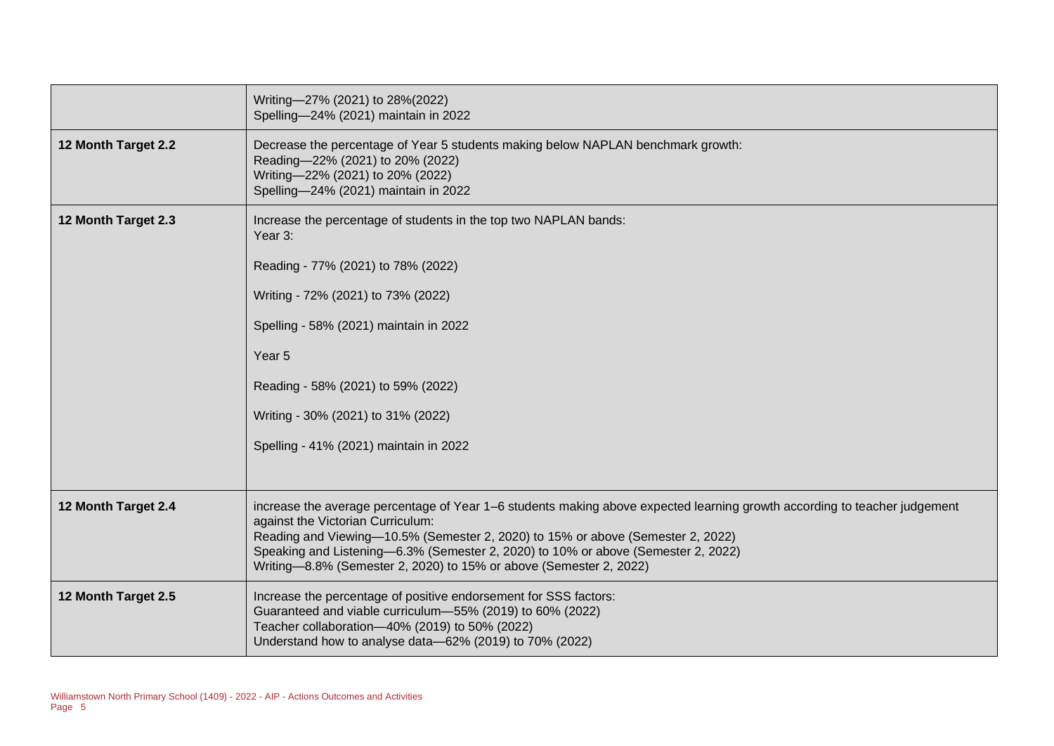| | |
|---|---|
| | Writing—27% (2021) to 28%(2022)<br>Spelling—24% (2021) maintain in 2022 |
| **12 Month Target 2.2** | Decrease the percentage of Year 5 students making below NAPLAN benchmark growth:<br>Reading—22% (2021) to 20% (2022)<br>Writing—22% (2021) to 20% (2022)<br>Spelling—24% (2021) maintain in 2022 |
| **12 Month Target 2.3** | Increase the percentage of students in the top two NAPLAN bands:<br>Year 3:<br><br>Reading - 77% (2021) to 78% (2022)<br><br>Writing - 72% (2021) to 73% (2022)<br><br>Spelling - 58% (2021) maintain in 2022<br><br>Year 5<br><br>Reading - 58% (2021) to 59% (2022)<br><br>Writing - 30% (2021) to 31% (2022)<br><br>Spelling - 41% (2021) maintain in 2022 |
| **12 Month Target 2.4** | increase the average percentage of Year 1–6 students making above expected learning growth according to teacher judgement against the Victorian Curriculum:<br>Reading and Viewing—10.5% (Semester 2, 2020) to 15% or above (Semester 2, 2022)<br>Speaking and Listening—6.3% (Semester 2, 2020) to 10% or above (Semester 2, 2022)<br>Writing—8.8% (Semester 2, 2020) to 15% or above (Semester 2, 2022) |
| **12 Month Target 2.5** | Increase the percentage of positive endorsement for SSS factors:<br>Guaranteed and viable curriculum—55% (2019) to 60% (2022)<br>Teacher collaboration—40% (2019) to 50% (2022)<br>Understand how to analyse data—62% (2019) to 70% (2022) |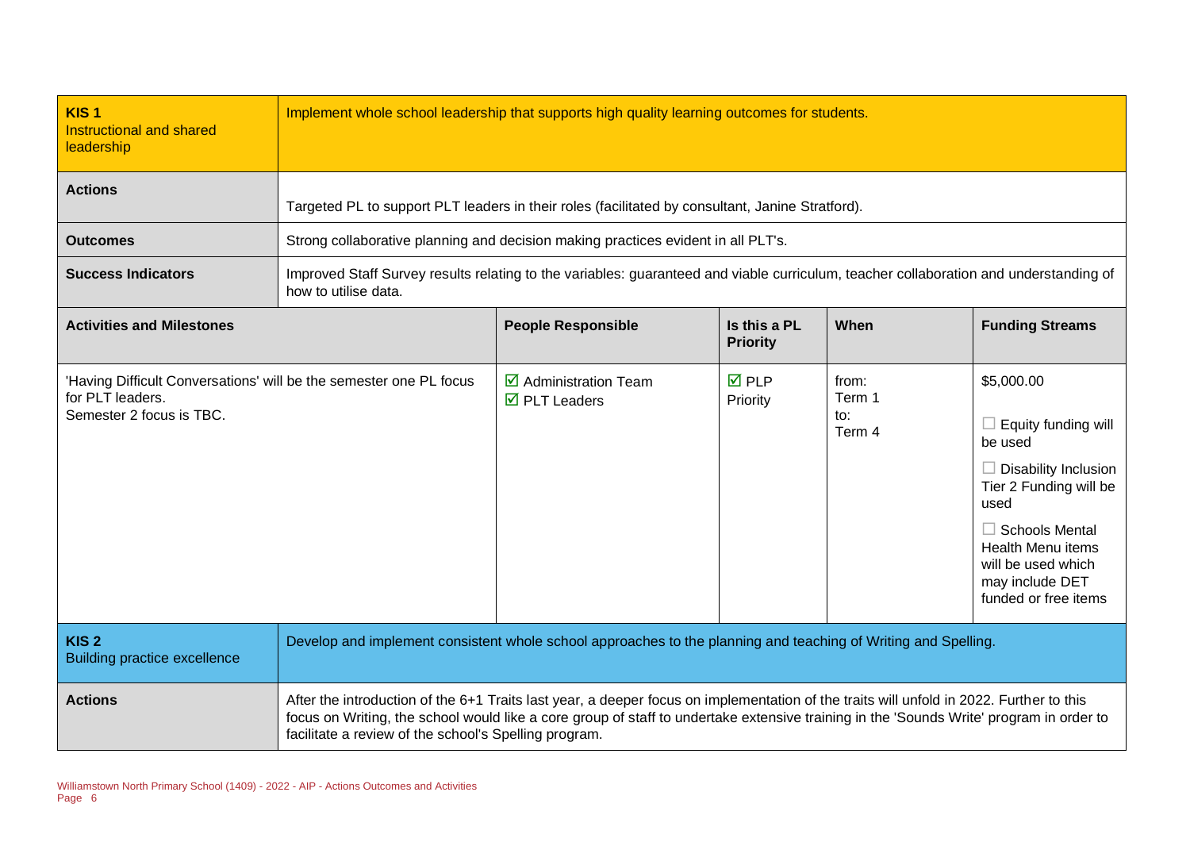| **KIS 1**<br>Instructional and shared leadership | Implement whole school leadership that supports high quality learning outcomes for students. | | | | |
|---|---|---|---|---|---|
| **Actions** | Targeted PL to support PLT leaders in their roles (facilitated by consultant, Janine Stratford). | | | | |
| **Outcomes** | Strong collaborative planning and decision making practices evident in all PLT's. | | | | |
| **Success Indicators** | Improved Staff Survey results relating to the variables: guaranteed and viable curriculum, teacher collaboration and understanding of how to utilise data. | | | | |
| **Activities and Milestones** | | **People Responsible** | **Is this a PL Priority** | **When** | **Funding Streams** |
| 'Having Difficult Conversations' will be the semester one PL focus for PLT leaders.<br>Semester 2 focus is TBC. | | ☑ Administration Team<br>☑ PLT Leaders | ☑ PLP Priority | from:<br>Term 1<br>to:<br>Term 4 | $5,000.00<br><br>☐ Equity funding will be used<br><br>☐ Disability Inclusion Tier 2 Funding will be used<br><br>☐ Schools Mental Health Menu items will be used which may include DET funded or free items |
| **KIS 2**<br>Building practice excellence | Develop and implement consistent whole school approaches to the planning and teaching of Writing and Spelling. | | | | |
| **Actions** | After the introduction of the 6+1 Traits last year, a deeper focus on implementation of the traits will unfold in 2022. Further to this focus on Writing, the school would like a core group of staff to undertake extensive training in the 'Sounds Write' program in order to facilitate a review of the school's Spelling program. | | | | |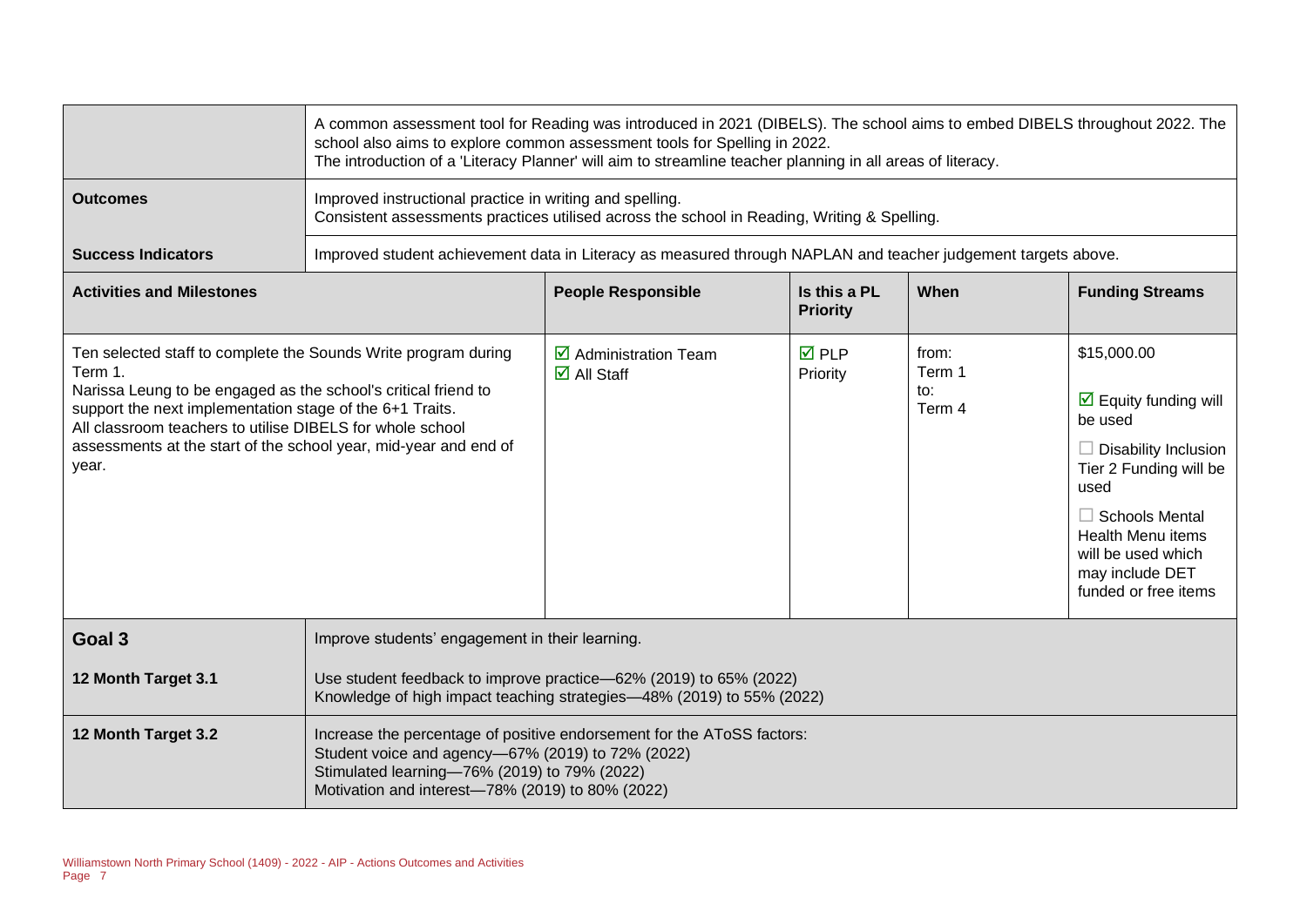| | A common assessment tool for Reading was introduced in 2021 (DIBELS). The school aims to embed DIBELS throughout 2022. The school also aims to explore common assessment tools for Spelling in 2022.<br>The introduction of a 'Literacy Planner' will aim to streamline teacher planning in all areas of literacy. |
|---|---|
| **Outcomes** | Improved instructional practice in writing and spelling.<br>Consistent assessments practices utilised across the school in Reading, Writing & Spelling. |
| **Success Indicators** | Improved student achievement data in Literacy as measured through NAPLAN and teacher judgement targets above. |

| **Activities and Milestones** | **People Responsible** | **Is this a PL Priority** | **When** | **Funding Streams** |
|---|---|---|---|---|
| Ten selected staff to complete the Sounds Write program during Term 1.<br>Narissa Leung to be engaged as the school's critical friend to support the next implementation stage of the 6+1 Traits.<br>All classroom teachers to utilise DIBELS for whole school assessments at the start of the school year, mid-year and end of year. | ☑ Administration Team<br>☑ All Staff | ☑ PLP Priority | from:<br>Term 1<br>to:<br>Term 4 | $15,000.00<br><br>☑ Equity funding will be used<br><br>☐ Disability Inclusion Tier 2 Funding will be used<br><br>☐ Schools Mental Health Menu items will be used which may include DET funded or free items |

| **Goal 3** | Improve students' engagement in their learning. |
|---|---|
| **12 Month Target 3.1** | Use student feedback to improve practice—62% (2019) to 65% (2022)<br>Knowledge of high impact teaching strategies—48% (2019) to 55% (2022) |
| **12 Month Target 3.2** | Increase the percentage of positive endorsement for the AToSS factors:<br>Student voice and agency—67% (2019) to 72% (2022)<br>Stimulated learning—76% (2019) to 79% (2022)<br>Motivation and interest—78% (2019) to 80% (2022) |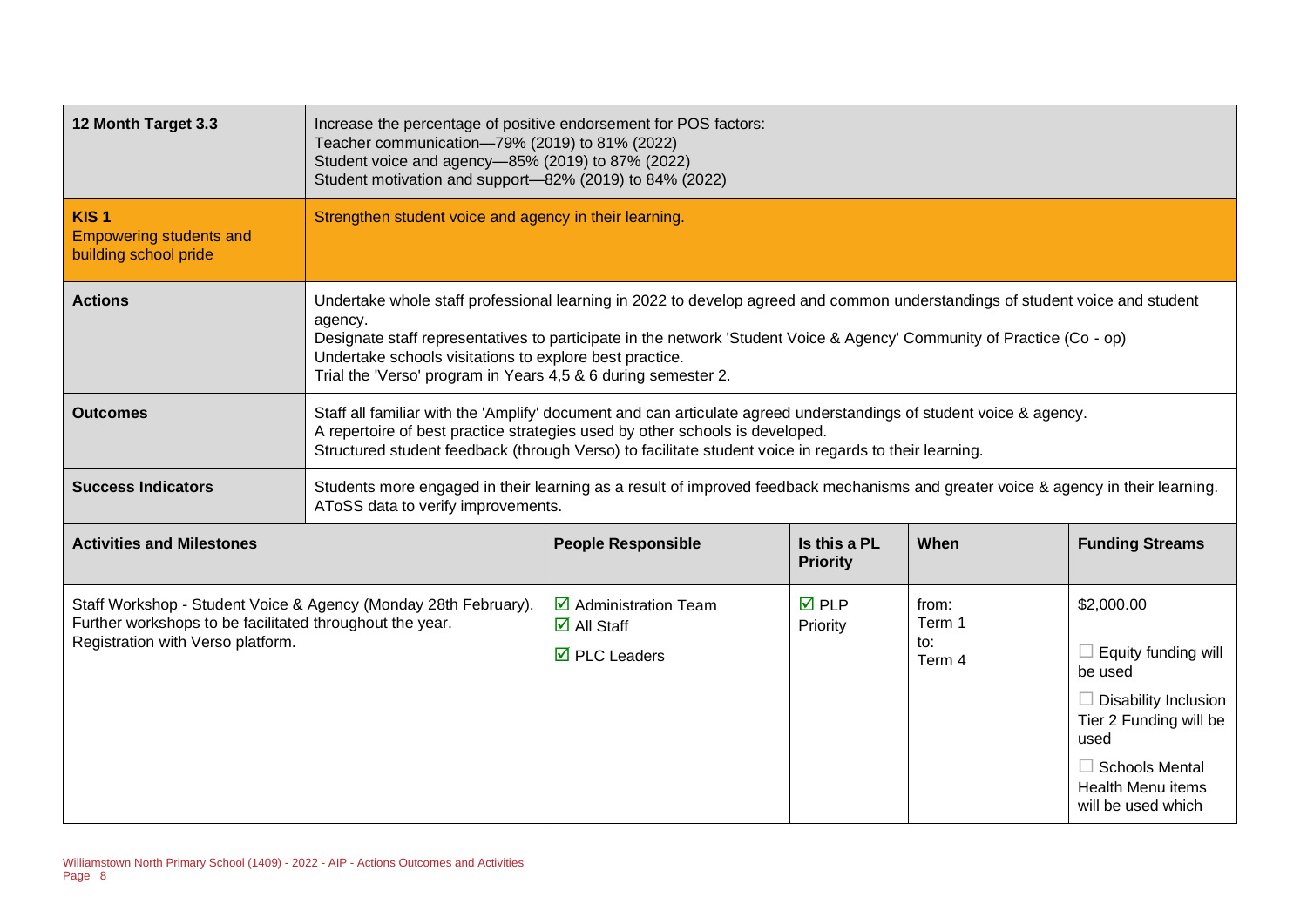| 12 Month Target 3.3 | Increase the percentage of positive endorsement for POS factors:<br>Teacher communication—79% (2019) to 81% (2022)<br>Student voice and agency—85% (2019) to 87% (2022)<br>Student motivation and support—82% (2019) to 84% (2022) | | | |
|---|---|---|---|---|
| **KIS 1**<br>Empowering students and building school pride | Strengthen student voice and agency in their learning. | | | |
| **Actions** | Undertake whole staff professional learning in 2022 to develop agreed and common understandings of student voice and student agency.<br>Designate staff representatives to participate in the network 'Student Voice & Agency' Community of Practice (Co - op)<br>Undertake schools visitations to explore best practice.<br>Trial the 'Verso' program in Years 4,5 & 6 during semester 2. | | | |
| **Outcomes** | Staff all familiar with the 'Amplify' document and can articulate agreed understandings of student voice & agency.<br>A repertoire of best practice strategies used by other schools is developed.<br>Structured student feedback (through Verso) to facilitate student voice in regards to their learning. | | | |
| **Success Indicators** | Students more engaged in their learning as a result of improved feedback mechanisms and greater voice & agency in their learning.<br>AToSS data to verify improvements. | | | |

| Activities and Milestones | People Responsible | Is this a PL Priority | When | Funding Streams |
|---|---|---|---|---|
| Staff Workshop - Student Voice & Agency (Monday 28th February).<br>Further workshops to be facilitated throughout the year.<br>Registration with Verso platform. | ☑ Administration Team<br>☑ All Staff<br>☑ PLC Leaders | ☑ PLP Priority | from:<br>Term 1<br>to:<br>Term 4 | $2,000.00<br>☐ Equity funding will be used<br>☐ Disability Inclusion Tier 2 Funding will be used<br>☐ Schools Mental Health Menu items will be used which |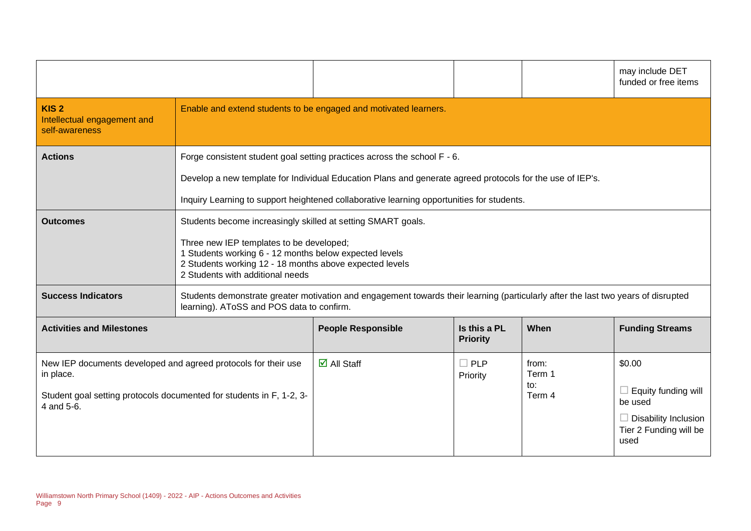| | | | | |
|---|---|---|---|---|
| | | | | may include DET funded or free items |

| **KIS 2**<br>Intellectual engagement and self-awareness | Enable and extend students to be engaged and motivated learners. |
|---|---|
| **Actions** | Forge consistent student goal setting practices across the school F - 6.<br><br>Develop a new template for Individual Education Plans and generate agreed protocols for the use of IEP's.<br><br>Inquiry Learning to support heightened collaborative learning opportunities for students. |
| **Outcomes** | Students become increasingly skilled at setting SMART goals.<br><br>Three new IEP templates to be developed;<br>1 Students working 6 - 12 months below expected levels<br>2 Students working 12 - 18 months above expected levels<br>2 Students with additional needs |
| **Success Indicators** | Students demonstrate greater motivation and engagement towards their learning (particularly after the last two years of disrupted learning). AToSS and POS data to confirm. |

| **Activities and Milestones** | **People Responsible** | **Is this a PL Priority** | **When** | **Funding Streams** |
|---|---|---|---|---|
| New IEP documents developed and agreed protocols for their use in place.<br><br>Student goal setting protocols documented for students in F, 1-2, 3-4 and 5-6. | ☑ All Staff | ☐ PLP Priority | from:<br>Term 1<br>to:<br>Term 4 | \$0.00<br><br>☐ Equity funding will be used<br><br>☐ Disability Inclusion Tier 2 Funding will be used |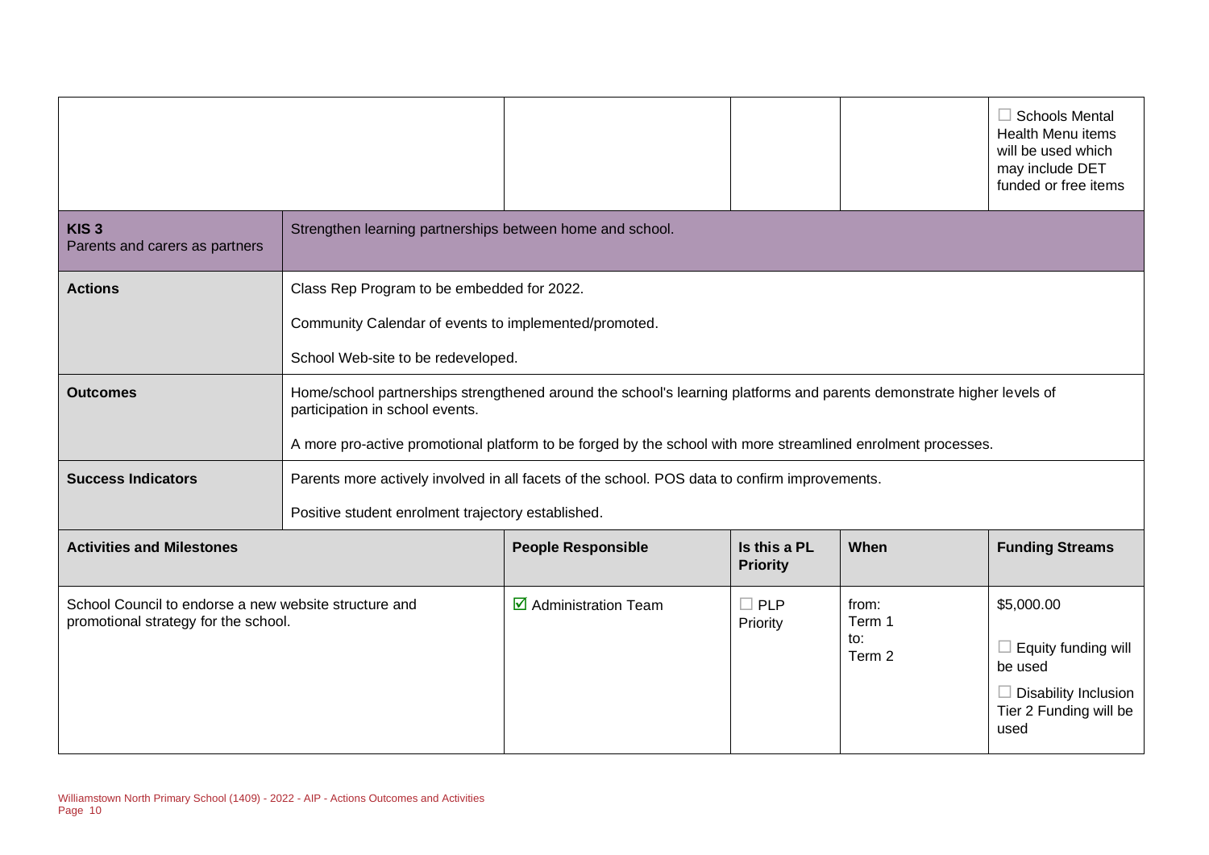| | | | | |
|---|---|---|---|---|
| | | | | ☐ Schools Mental Health Menu items will be used which may include DET funded or free items |

| **KIS 3**<br>Parents and carers as partners | Strengthen learning partnerships between home and school. |
|---|---|
| **Actions** | Class Rep Program to be embedded for 2022.<br><br>Community Calendar of events to implemented/promoted.<br><br>School Web-site to be redeveloped. |
| **Outcomes** | Home/school partnerships strengthened around the school's learning platforms and parents demonstrate higher levels of participation in school events.<br><br>A more pro-active promotional platform to be forged by the school with more streamlined enrolment processes. |
| **Success Indicators** | Parents more actively involved in all facets of the school. POS data to confirm improvements.<br><br>Positive student enrolment trajectory established. |

| **Activities and Milestones** | **People Responsible** | **Is this a PL Priority** | **When** | **Funding Streams** |
|---|---|---|---|---|
| School Council to endorse a new website structure and promotional strategy for the school. | ☑ Administration Team | ☐ PLP Priority | from:<br>Term 1<br>to:<br>Term 2 | $5,000.00<br><br>☐ Equity funding will be used<br><br>☐ Disability Inclusion Tier 2 Funding will be used |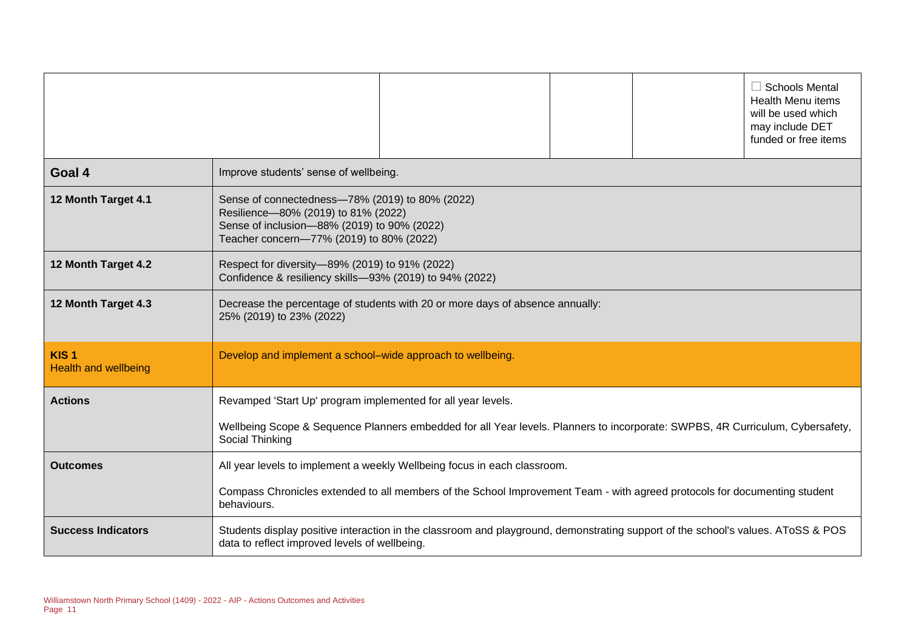| | | | | | |
|---|---|---|---|---|---|
| | | | | | ☐ Schools Mental Health Menu items will be used which may include DET funded or free items |

| | |
|---|---|
| **Goal 4** | Improve students' sense of wellbeing. |
| **12 Month Target 4.1** | Sense of connectedness—78% (2019) to 80% (2022)<br>Resilience—80% (2019) to 81% (2022)<br>Sense of inclusion—88% (2019) to 90% (2022)<br>Teacher concern—77% (2019) to 80% (2022) |
| **12 Month Target 4.2** | Respect for diversity—89% (2019) to 91% (2022)<br>Confidence & resiliency skills—93% (2019) to 94% (2022) |
| **12 Month Target 4.3** | Decrease the percentage of students with 20 or more days of absence annually:<br>25% (2019) to 23% (2022) |
| **KIS 1**<br>Health and wellbeing | Develop and implement a school–wide approach to wellbeing. |
| **Actions** | Revamped 'Start Up' program implemented for all year levels.<br><br>Wellbeing Scope & Sequence Planners embedded for all Year levels. Planners to incorporate: SWPBS, 4R Curriculum, Cybersafety, Social Thinking |
| **Outcomes** | All year levels to implement a weekly Wellbeing focus in each classroom.<br><br>Compass Chronicles extended to all members of the School Improvement Team - with agreed protocols for documenting student behaviours. |
| **Success Indicators** | Students display positive interaction in the classroom and playground, demonstrating support of the school's values. AToSS & POS data to reflect improved levels of wellbeing. |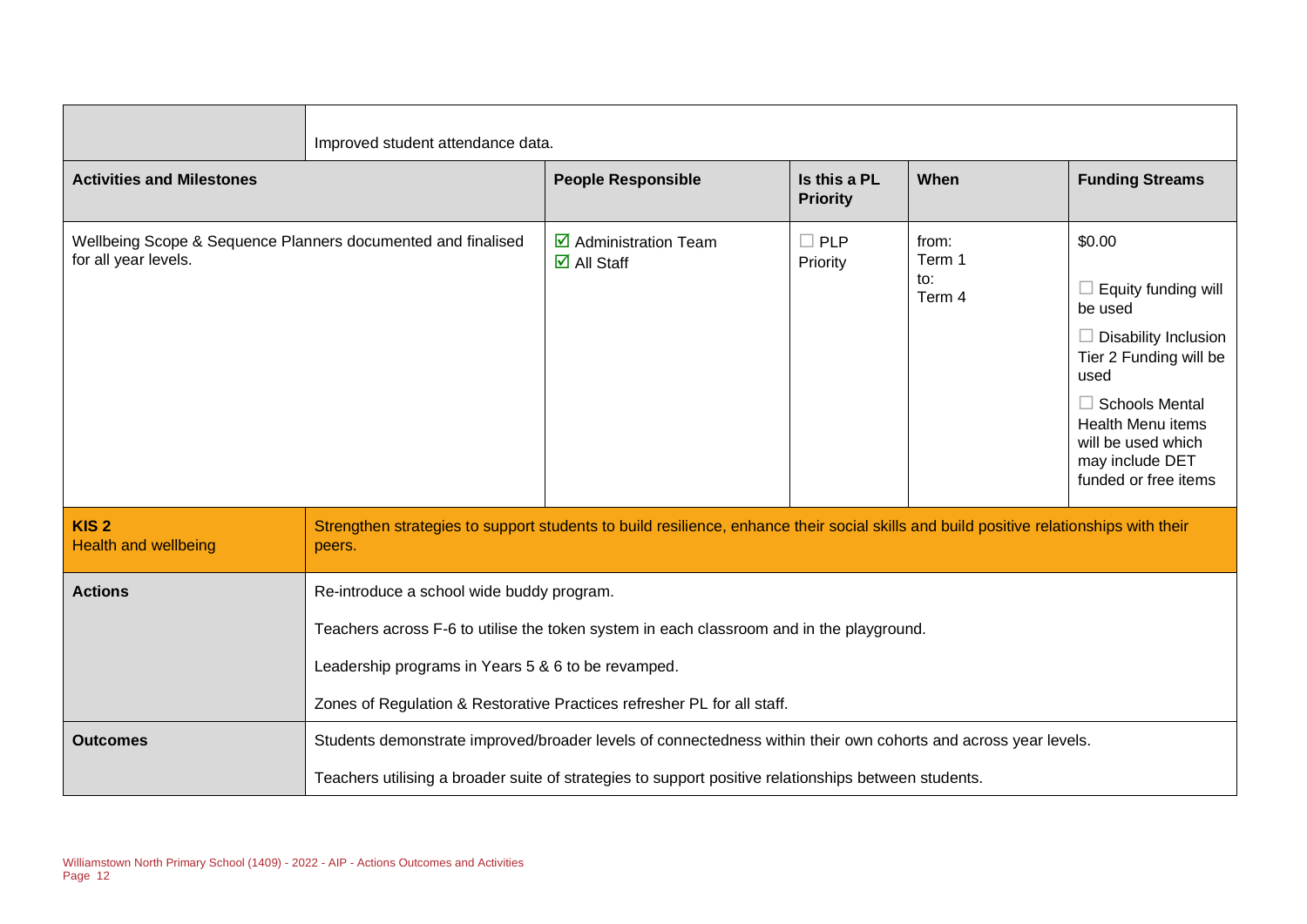| | Improved student attendance data. | | | |
|---|---|---|---|---|
| **Activities and Milestones** | **People Responsible** | **Is this a PL Priority** | **When** | **Funding Streams** |
| Wellbeing Scope & Sequence Planners documented and finalised for all year levels. | ☑ Administration Team<br>☑ All Staff | ☐ PLP Priority | from:<br>Term 1<br>to:<br>Term 4 | $0.00<br><br>☐ Equity funding will be used<br><br>☐ Disability Inclusion Tier 2 Funding will be used<br><br>☐ Schools Mental Health Menu items will be used which may include DET funded or free items |

| **KIS 2**<br>Health and wellbeing | Strengthen strategies to support students to build resilience, enhance their social skills and build positive relationships with their peers. |
|---|---|
| **Actions** | Re-introduce a school wide buddy program.<br><br>Teachers across F-6 to utilise the token system in each classroom and in the playground.<br><br>Leadership programs in Years 5 & 6 to be revamped.<br><br>Zones of Regulation & Restorative Practices refresher PL for all staff. |
| **Outcomes** | Students demonstrate improved/broader levels of connectedness within their own cohorts and across year levels.<br><br>Teachers utilising a broader suite of strategies to support positive relationships between students. |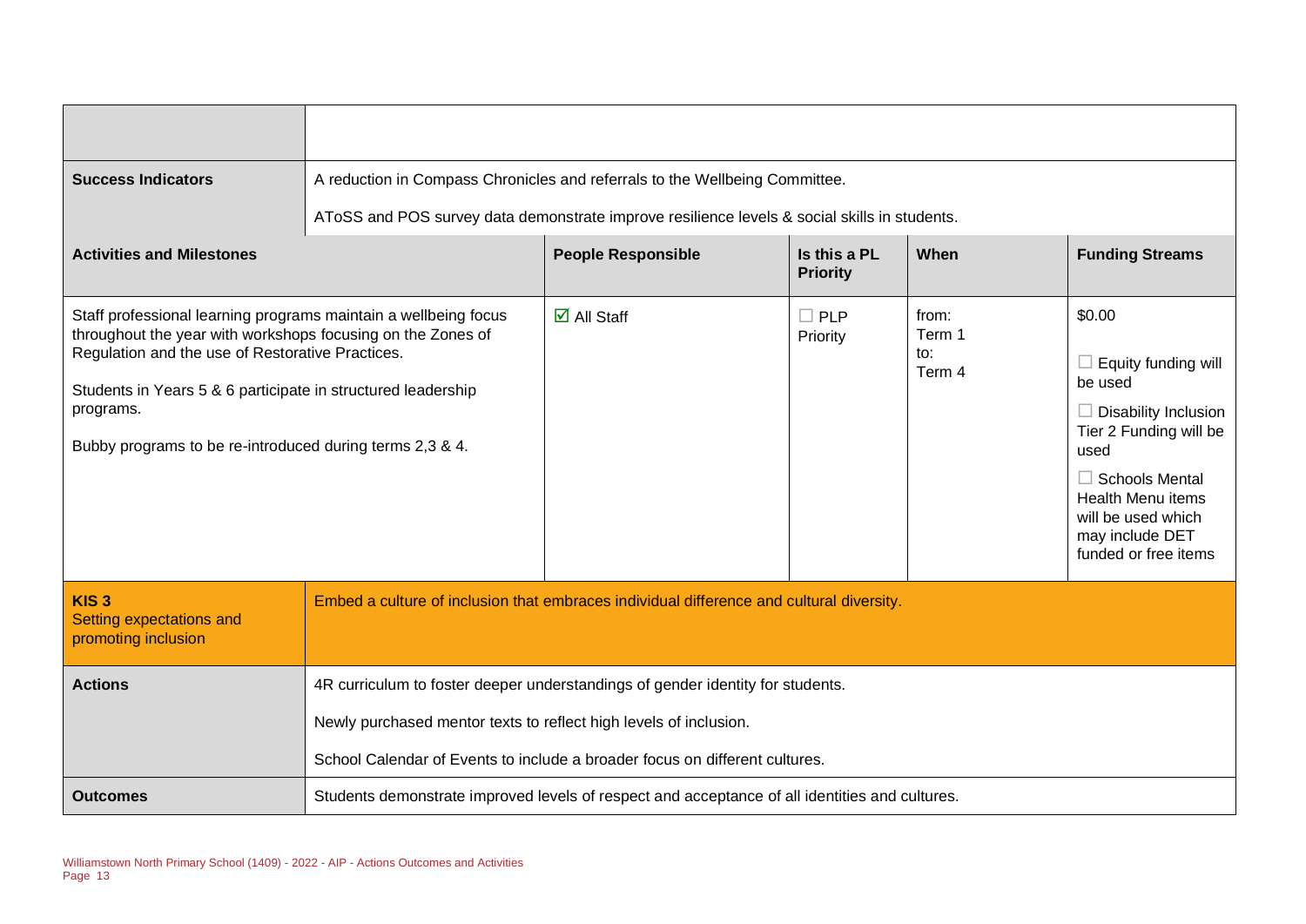| | | | | | |
|---|---|---|---|---|---|
| | | | | | |
| **Success Indicators** | A reduction in Compass Chronicles and referrals to the Wellbeing Committee.<br><br>AToSS and POS survey data demonstrate improve resilience levels & social skills in students. | | | | |
| **Activities and Milestones** | | **People Responsible** | **Is this a PL Priority** | **When** | **Funding Streams** |
| Staff professional learning programs maintain a wellbeing focus throughout the year with workshops focusing on the Zones of Regulation and the use of Restorative Practices.<br><br>Students in Years 5 & 6 participate in structured leadership programs.<br><br>Bubby programs to be re-introduced during terms 2,3 & 4. | | ☑ All Staff | ☐ PLP Priority | from: Term 1 to: Term 4 | $0.00<br><br>☐ Equity funding will be used<br><br>☐ Disability Inclusion Tier 2 Funding will be used<br><br>☐ Schools Mental Health Menu items will be used which may include DET funded or free items |
| **KIS 3**<br>Setting expectations and promoting inclusion | Embed a culture of inclusion that embraces individual difference and cultural diversity. | | | | |
| **Actions** | 4R curriculum to foster deeper understandings of gender identity for students.<br><br>Newly purchased mentor texts to reflect high levels of inclusion.<br><br>School Calendar of Events to include a broader focus on different cultures. | | | | |
| **Outcomes** | Students demonstrate improved levels of respect and acceptance of all identities and cultures. | | | | |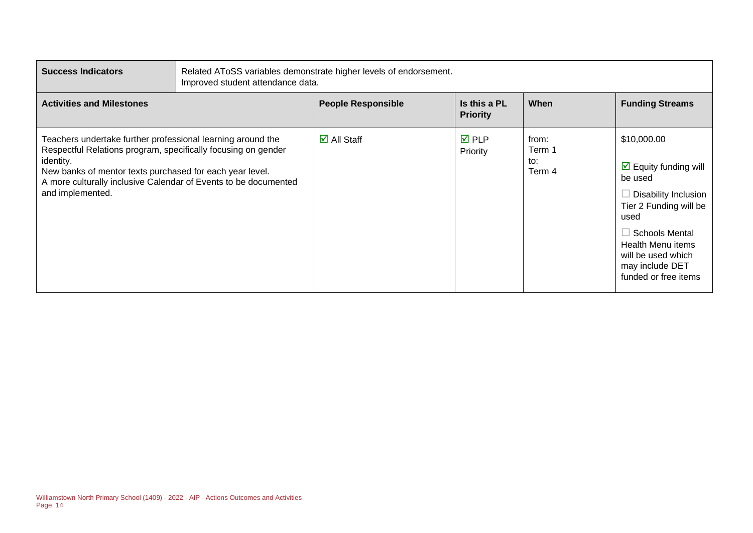| Success Indicators | Related AToSS variables demonstrate higher levels of endorsement.<br>Improved student attendance data. | | | |
|---|---|---|---|---|
| **Activities and Milestones** | **People Responsible** | **Is this a PL Priority** | **When** | **Funding Streams** |
| Teachers undertake further professional learning around the Respectful Relations program, specifically focusing on gender identity.<br>New banks of mentor texts purchased for each year level.<br>A more culturally inclusive Calendar of Events to be documented and implemented. | ☑ All Staff | ☑ PLP Priority | from:<br>Term 1<br>to:<br>Term 4 | $10,000.00<br>☑ Equity funding will be used<br>☐ Disability Inclusion Tier 2 Funding will be used<br>☐ Schools Mental Health Menu items will be used which may include DET funded or free items |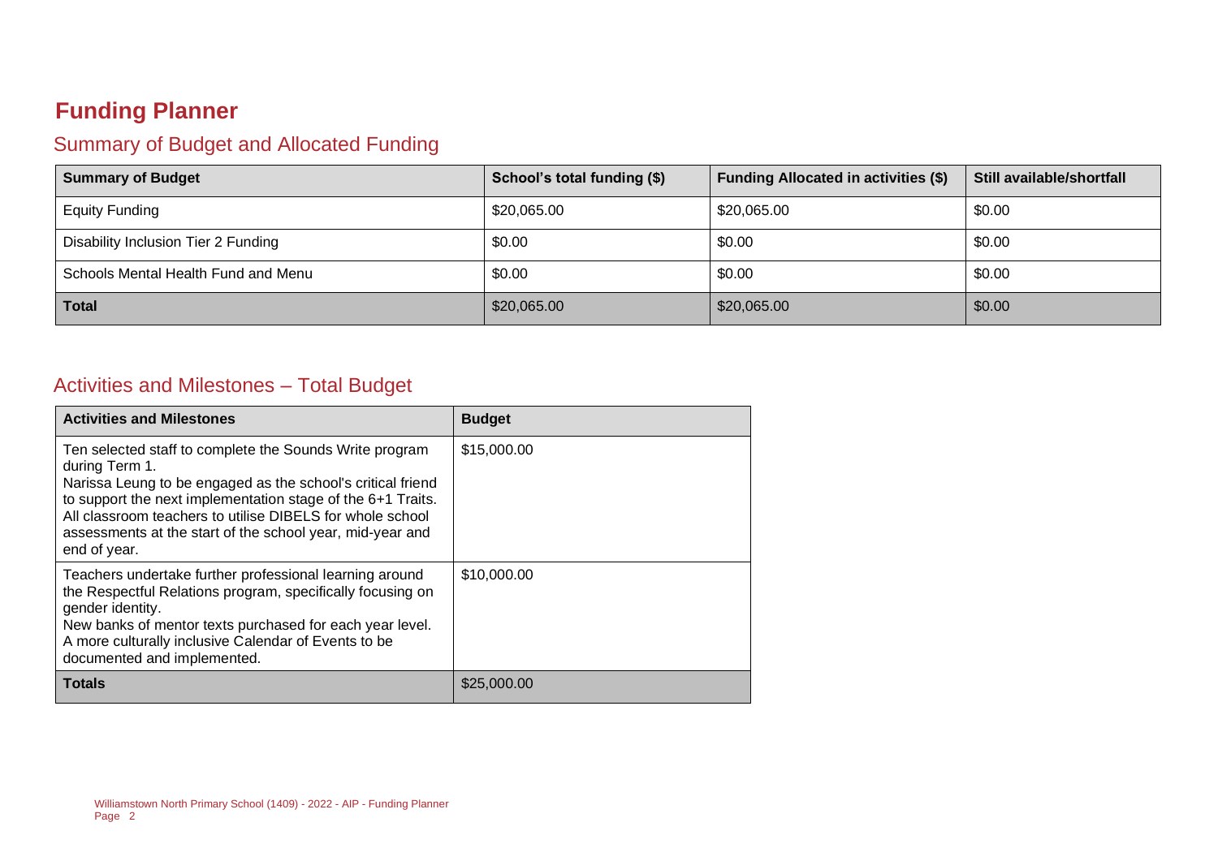# Funding Planner

## Summary of Budget and Allocated Funding

| Summary of Budget | School's total funding ($) | Funding Allocated in activities ($) | Still available/shortfall |
|---|---|---|---|
| Equity Funding | $20,065.00 | $20,065.00 | $0.00 |
| Disability Inclusion Tier 2 Funding | $0.00 | $0.00 | $0.00 |
| Schools Mental Health Fund and Menu | $0.00 | $0.00 | $0.00 |
| **Total** | $20,065.00 | $20,065.00 | $0.00 |

## Activities and Milestones – Total Budget

| Activities and Milestones | Budget |
|---|---|
| Ten selected staff to complete the Sounds Write program during Term 1.<br>Narissa Leung to be engaged as the school's critical friend to support the next implementation stage of the 6+1 Traits.<br>All classroom teachers to utilise DIBELS for whole school assessments at the start of the school year, mid-year and end of year. | $15,000.00 |
| Teachers undertake further professional learning around the Respectful Relations program, specifically focusing on gender identity.<br>New banks of mentor texts purchased for each year level.<br>A more culturally inclusive Calendar of Events to be documented and implemented. | $10,000.00 |
| **Totals** | $25,000.00 |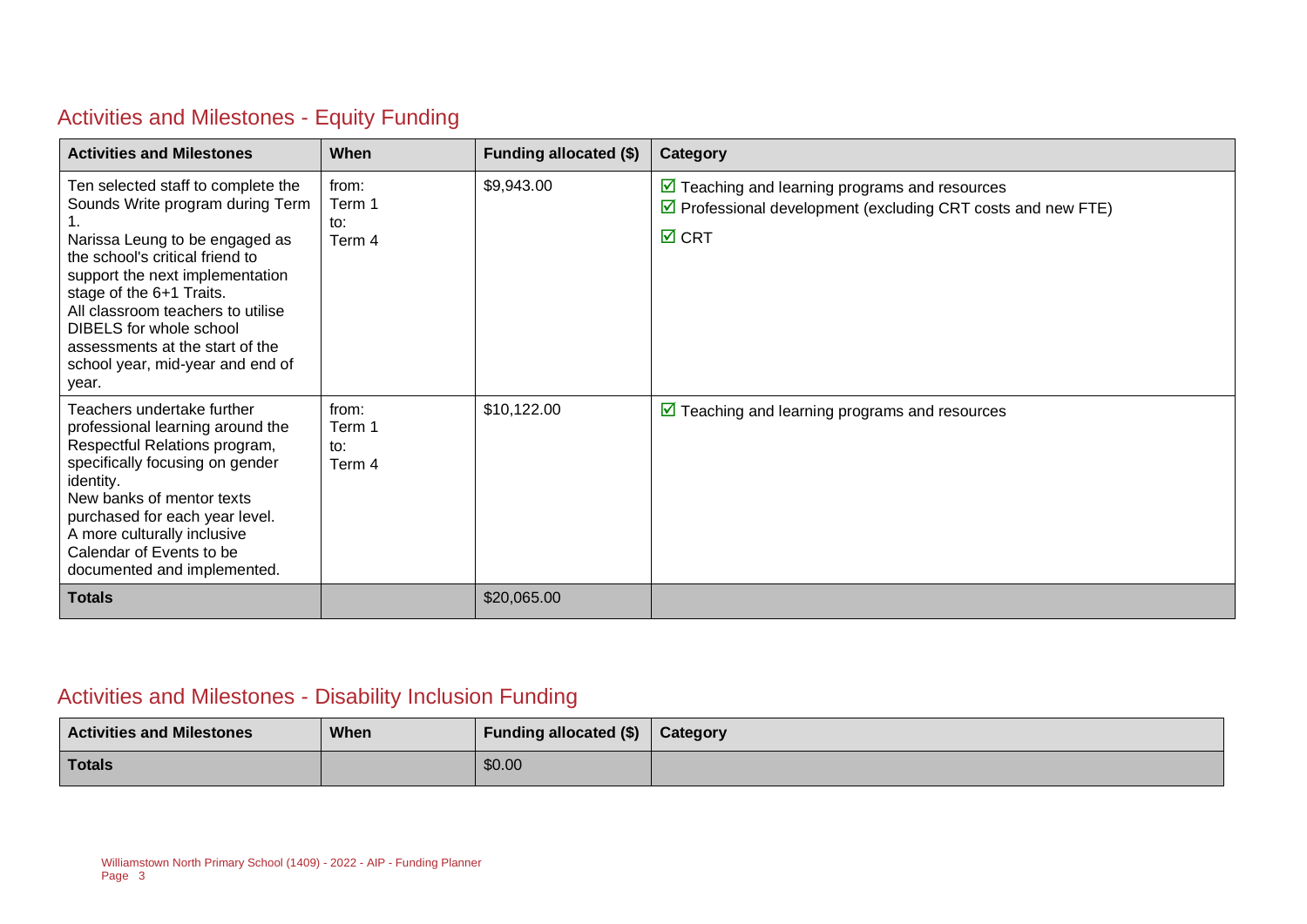## Activities and Milestones - Equity Funding

| Activities and Milestones | When | Funding allocated ($) | Category |
| --- | --- | --- | --- |
| Ten selected staff to complete the Sounds Write program during Term 1.<br>Narissa Leung to be engaged as the school's critical friend to support the next implementation stage of the 6+1 Traits.<br>All classroom teachers to utilise DIBELS for whole school assessments at the start of the school year, mid-year and end of year. | from:<br>Term 1<br>to:<br>Term 4 | $9,943.00 | ☑ Teaching and learning programs and resources<br>☑ Professional development (excluding CRT costs and new FTE)<br>☑ CRT |
| Teachers undertake further professional learning around the Respectful Relations program, specifically focusing on gender identity.<br>New banks of mentor texts purchased for each year level.<br>A more culturally inclusive Calendar of Events to be documented and implemented. | from:<br>Term 1<br>to:<br>Term 4 | $10,122.00 | ☑ Teaching and learning programs and resources |
| **Totals** | | $20,065.00 | |

## Activities and Milestones - Disability Inclusion Funding

| Activities and Milestones | When | Funding allocated ($) | Category |
| --- | --- | --- | --- |
| **Totals** | | $0.00 | |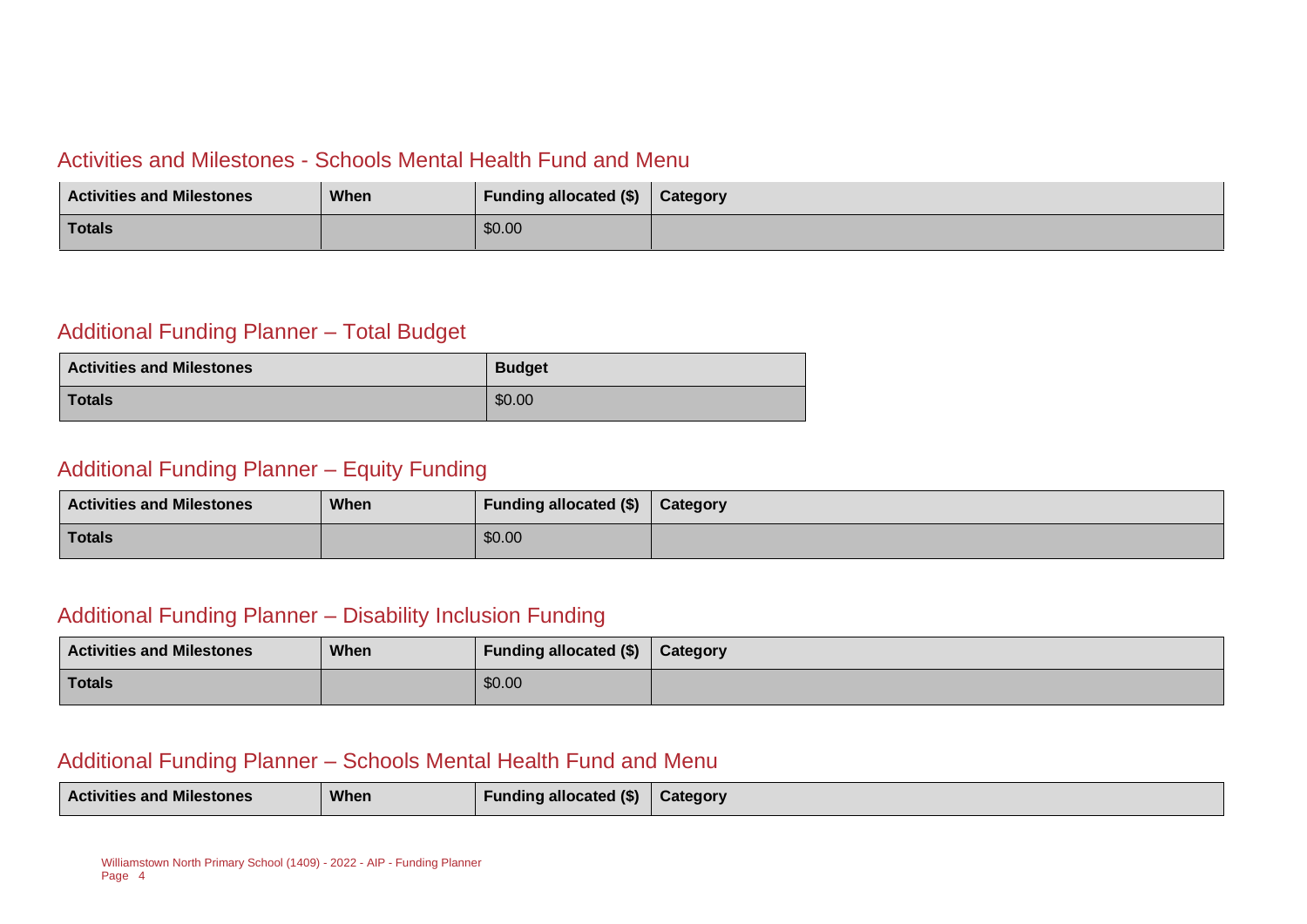## Activities and Milestones - Schools Mental Health Fund and Menu

| Activities and Milestones | When | Funding allocated ($) | Category |
| --- | --- | --- | --- |
| **Totals** | | $0.00 | |

## Additional Funding Planner – Total Budget

| Activities and Milestones | Budget |
| --- | --- |
| **Totals** | $0.00 |

## Additional Funding Planner – Equity Funding

| Activities and Milestones | When | Funding allocated ($) | Category |
| --- | --- | --- | --- |
| **Totals** | | $0.00 | |

## Additional Funding Planner – Disability Inclusion Funding

| Activities and Milestones | When | Funding allocated ($) | Category |
| --- | --- | --- | --- |
| **Totals** | | $0.00 | |

## Additional Funding Planner – Schools Mental Health Fund and Menu

| Activities and Milestones | When | Funding allocated ($) | Category |
| --- | --- | --- | --- |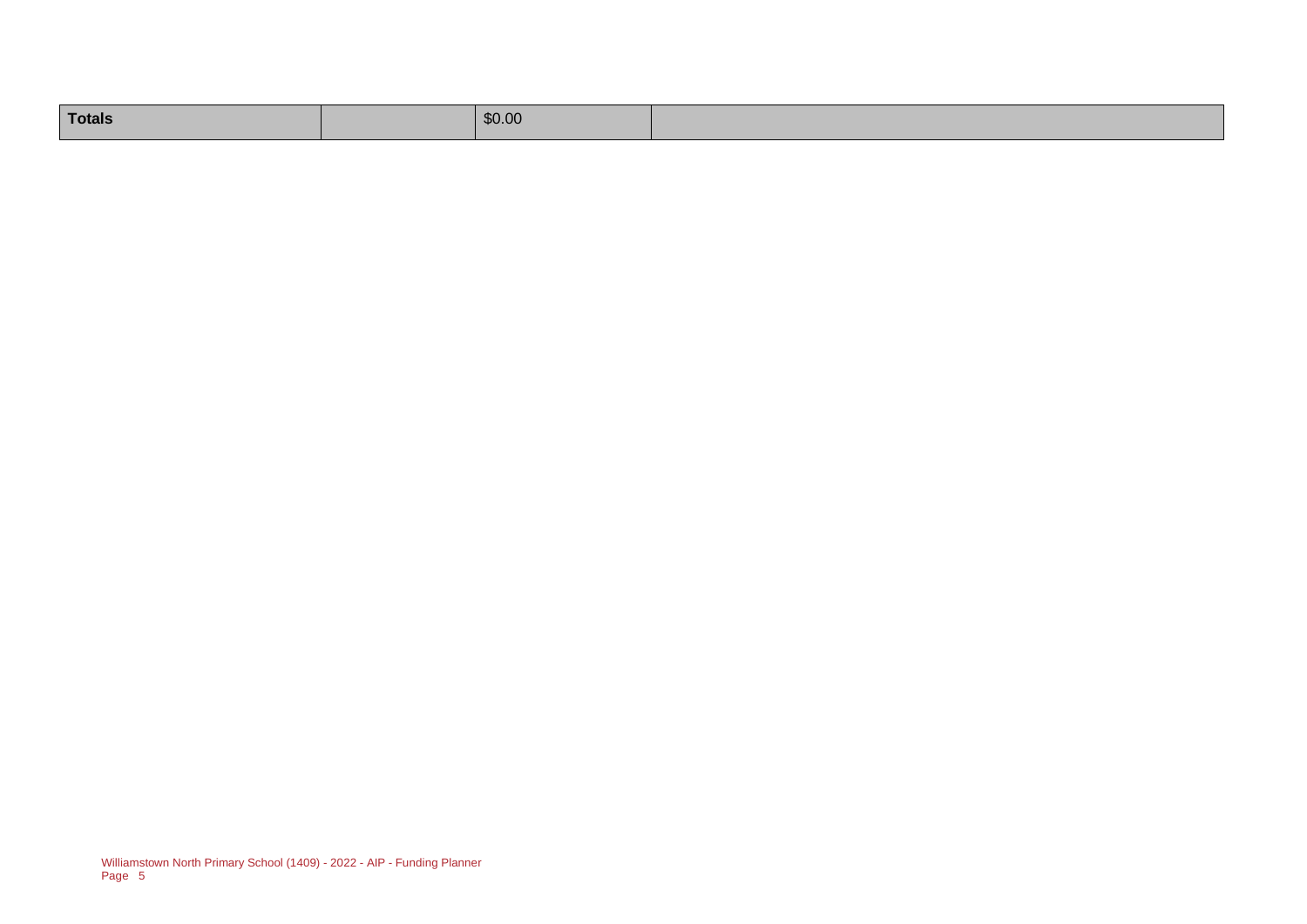| Totals | | $0.00 | |
| --- | --- | --- | --- |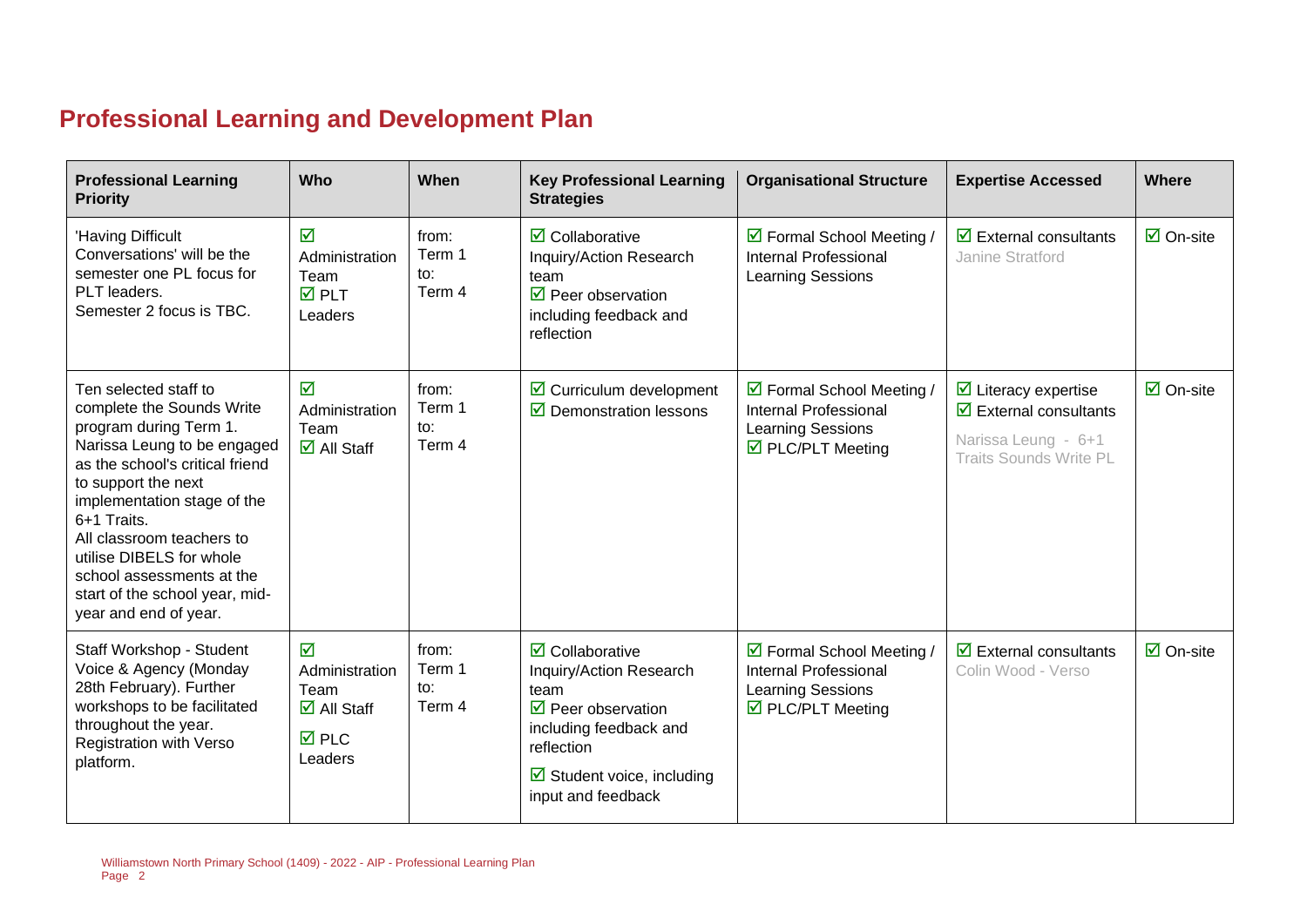## Professional Learning and Development Plan

| Professional Learning Priority | Who | When | Key Professional Learning Strategies | Organisational Structure | Expertise Accessed | Where |
|---|---|---|---|---|---|---|
| 'Having Difficult Conversations' will be the semester one PL focus for PLT leaders.<br>Semester 2 focus is TBC. | ☑ Administration Team<br>☑ PLT Leaders | from: Term 1<br>to: Term 4 | ☑ Collaborative Inquiry/Action Research team<br>☑ Peer observation including feedback and reflection | ☑ Formal School Meeting / Internal Professional Learning Sessions | ☑ External consultants<br>Janine Stratford | ☑ On-site |
| Ten selected staff to complete the Sounds Write program during Term 1.<br>Narissa Leung to be engaged as the school's critical friend to support the next implementation stage of the 6+1 Traits.<br>All classroom teachers to utilise DIBELS for whole school assessments at the start of the school year, mid-year and end of year. | ☑ Administration Team<br>☑ All Staff | from: Term 1<br>to: Term 4 | ☑ Curriculum development<br>☑ Demonstration lessons | ☑ Formal School Meeting / Internal Professional Learning Sessions<br>☑ PLC/PLT Meeting | ☑ Literacy expertise<br>☑ External consultants<br>Narissa Leung - 6+1 Traits Sounds Write PL | ☑ On-site |
| Staff Workshop - Student Voice & Agency (Monday 28th February). Further workshops to be facilitated throughout the year.<br>Registration with Verso platform. | ☑ Administration Team<br>☑ All Staff<br>☑ PLC Leaders | from: Term 1<br>to: Term 4 | ☑ Collaborative Inquiry/Action Research team<br>☑ Peer observation including feedback and reflection<br>☑ Student voice, including input and feedback | ☑ Formal School Meeting / Internal Professional Learning Sessions<br>☑ PLC/PLT Meeting | ☑ External consultants<br>Colin Wood - Verso | ☑ On-site |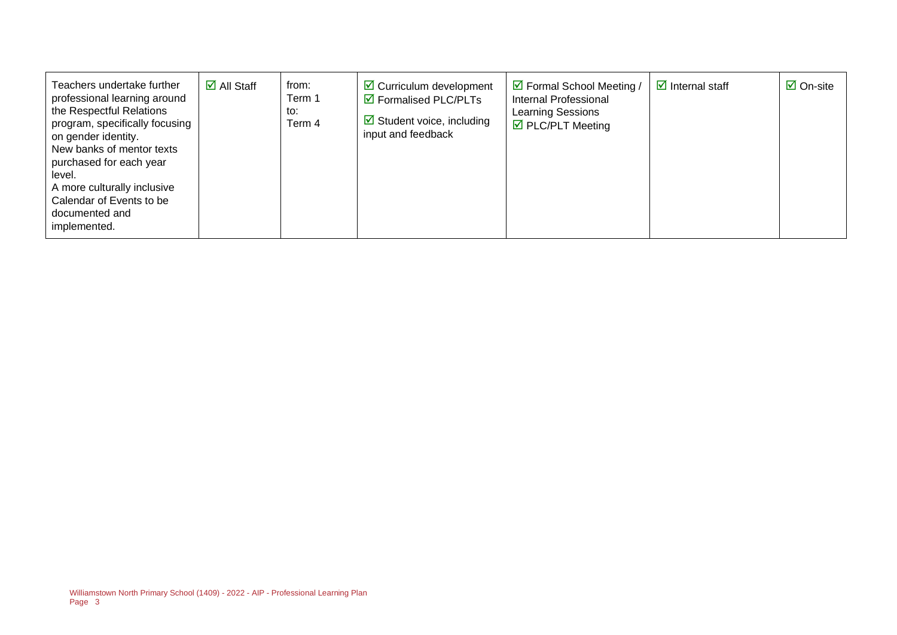| | | | | | | |
|---|---|---|---|---|---|---|
| Teachers undertake further professional learning around the Respectful Relations program, specifically focusing on gender identity.<br>New banks of mentor texts purchased for each year level.<br>A more culturally inclusive Calendar of Events to be documented and implemented. | ☑ All Staff | from:<br>Term 1<br>to:<br>Term 4 | ☑ Curriculum development<br>☑ Formalised PLC/PLTs<br>☑ Student voice, including input and feedback | ☑ Formal School Meeting / Internal Professional Learning Sessions<br>☑ PLC/PLT Meeting | ☑ Internal staff | ☑ On-site |